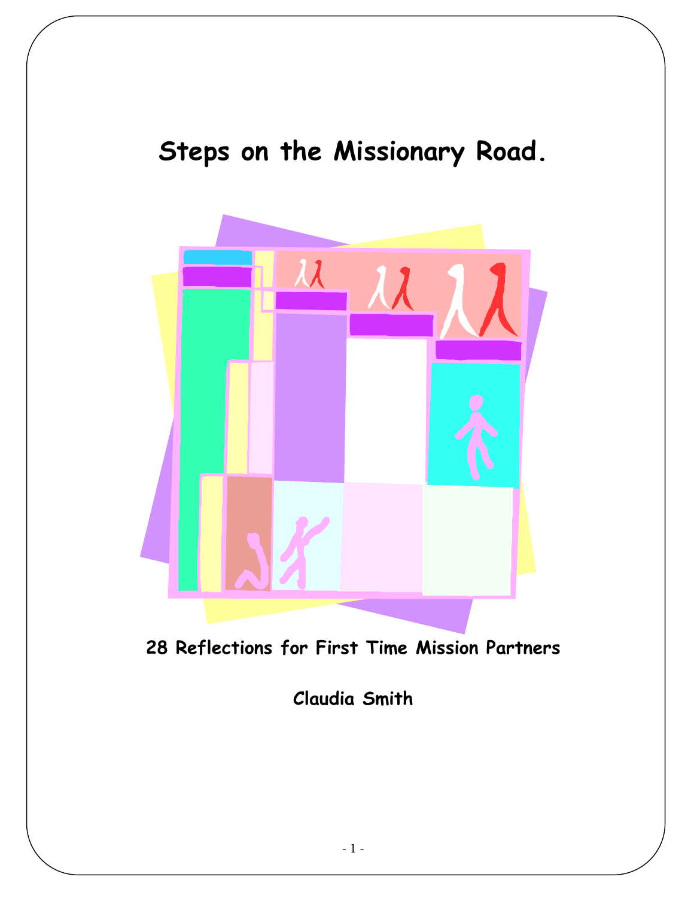# Steps on the Missionary Road.

**28 Reflections for First Time Mission Partners**

**Claudia Smith**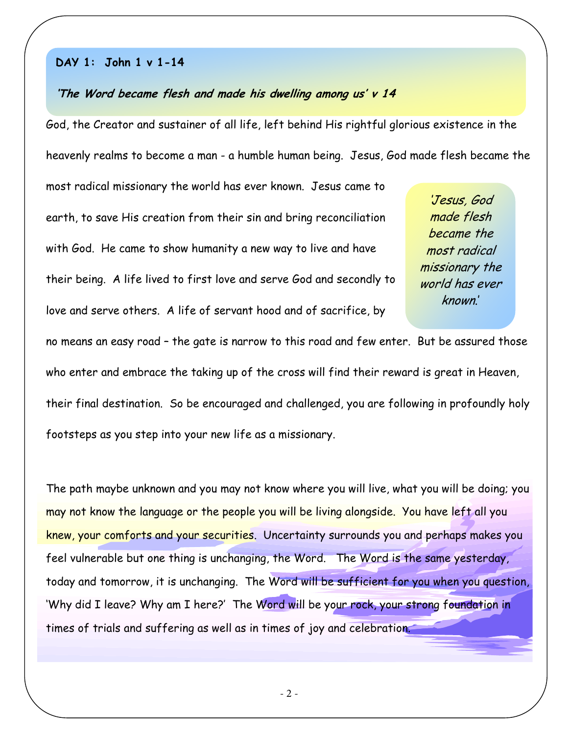## DAY 1: John 1 v 1-14

***'The Word became flesh and made his dwelling among us' v 14***

God, the Creator and sustainer of all life, left behind His rightful glorious existence in the heavenly realms to become a man - a humble human being. Jesus, God made flesh became the most radical missionary the world has ever known. Jesus came to earth, to save His creation from their sin and bring reconciliation with God. He came to show humanity a new way to live and have their being. A life lived to first love and serve God and secondly to love and serve others. A life of servant hood and of sacrifice, by no means an easy road – the gate is narrow to this road and few enter. But be assured those who enter and embrace the taking up of the cross will find their reward is great in Heaven, their final destination. So be encouraged and challenged, you are following in profoundly holy footsteps as you step into your new life as a missionary.

> *'Jesus, God made flesh became the most radical missionary the world has ever known.'*

The path maybe unknown and you may not know where you will live, what you will be doing; you may not know the language or the people you will be living alongside. You have left all you knew, your comforts and your securities. Uncertainty surrounds you and perhaps makes you feel vulnerable but one thing is unchanging, the Word. The Word is the same yesterday, today and tomorrow, it is unchanging. The Word will be sufficient for you when you question, 'Why did I leave? Why am I here?' The Word will be your rock, your strong foundation in times of trials and suffering as well as in times of joy and celebration.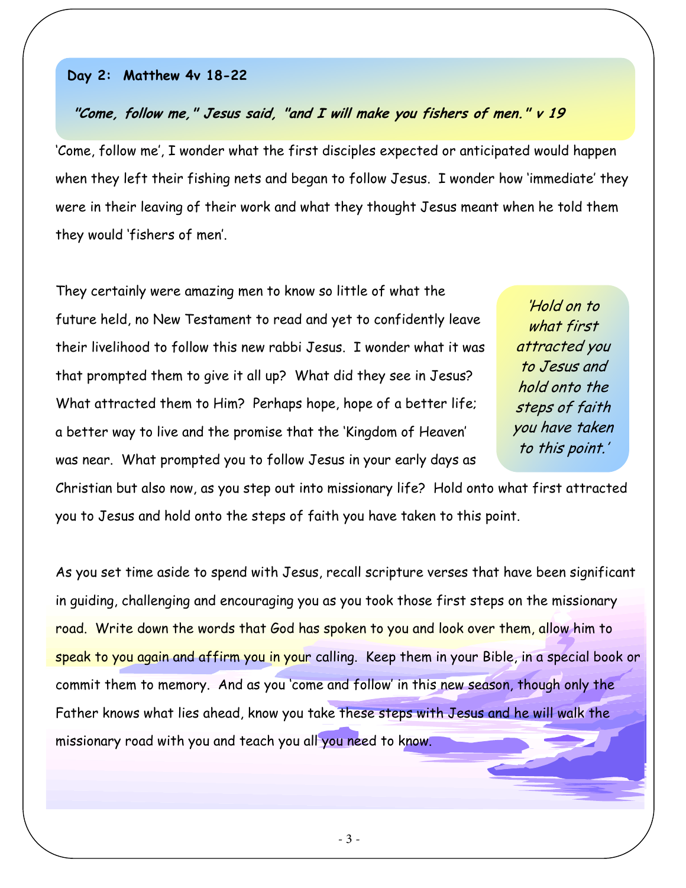**Day 2: Matthew 4v 18-22**

***"Come, follow me," Jesus said, "and I will make you fishers of men." v 19***

'Come, follow me', I wonder what the first disciples expected or anticipated would happen when they left their fishing nets and began to follow Jesus. I wonder how 'immediate' they were in their leaving of their work and what they thought Jesus meant when he told them they would 'fishers of men'.

They certainly were amazing men to know so little of what the future held, no New Testament to read and yet to confidently leave their livelihood to follow this new rabbi Jesus. I wonder what it was that prompted them to give it all up? What did they see in Jesus? What attracted them to Him? Perhaps hope, hope of a better life; a better way to live and the promise that the 'Kingdom of Heaven' was near. What prompted you to follow Jesus in your early days as Christian but also now, as you step out into missionary life? Hold onto what first attracted you to Jesus and hold onto the steps of faith you have taken to this point.

> *'Hold on to what first attracted you to Jesus and hold onto the steps of faith you have taken to this point.'*

As you set time aside to spend with Jesus, recall scripture verses that have been significant in guiding, challenging and encouraging you as you took those first steps on the missionary road. Write down the words that God has spoken to you and look over them, allow him to speak to you again and affirm you in your calling. Keep them in your Bible, in a special book or commit them to memory. And as you 'come and follow' in this new season, though only the Father knows what lies ahead, know you take these steps with Jesus and he will walk the missionary road with you and teach you all you need to know.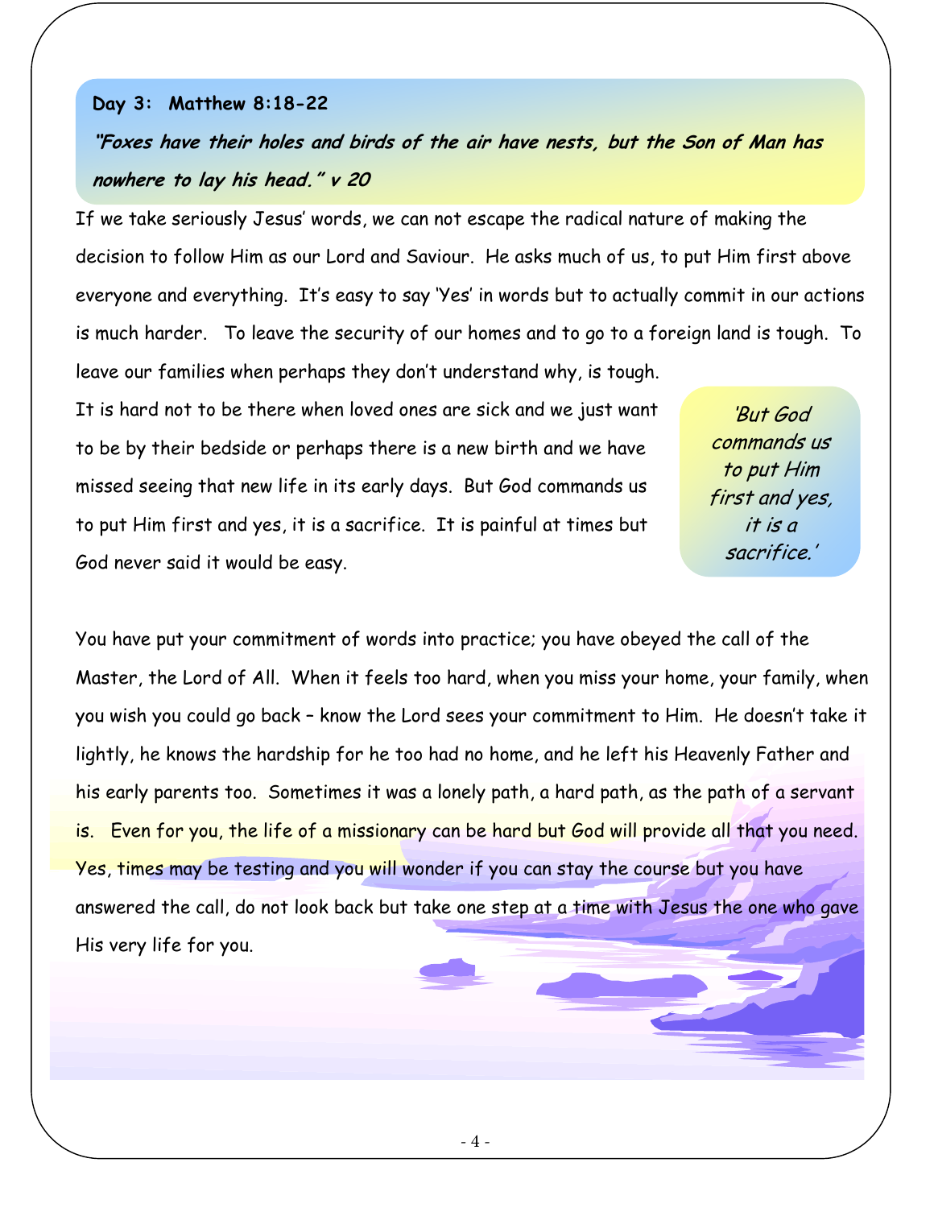## Day 3: Matthew 8:18-22

***"Foxes have their holes and birds of the air have nests, but the Son of Man has nowhere to lay his head." v 20***

If we take seriously Jesus' words, we can not escape the radical nature of making the decision to follow Him as our Lord and Saviour. He asks much of us, to put Him first above everyone and everything. It's easy to say 'Yes' in words but to actually commit in our actions is much harder. To leave the security of our homes and to go to a foreign land is tough. To leave our families when perhaps they don't understand why, is tough.

It is hard not to be there when loved ones are sick and we just want to be by their bedside or perhaps there is a new birth and we have missed seeing that new life in its early days. But God commands us to put Him first and yes, it is a sacrifice. It is painful at times but God never said it would be easy.

> *'But God commands us to put Him first and yes, it is a sacrifice.'*

You have put your commitment of words into practice; you have obeyed the call of the Master, the Lord of All. When it feels too hard, when you miss your home, your family, when you wish you could go back – know the Lord sees your commitment to Him. He doesn't take it lightly, he knows the hardship for he too had no home, and he left his Heavenly Father and his early parents too. Sometimes it was a lonely path, a hard path, as the path of a servant is. Even for you, the life of a missionary can be hard but God will provide all that you need. Yes, times may be testing and you will wonder if you can stay the course but you have answered the call, do not look back but take one step at a time with Jesus the one who gave His very life for you.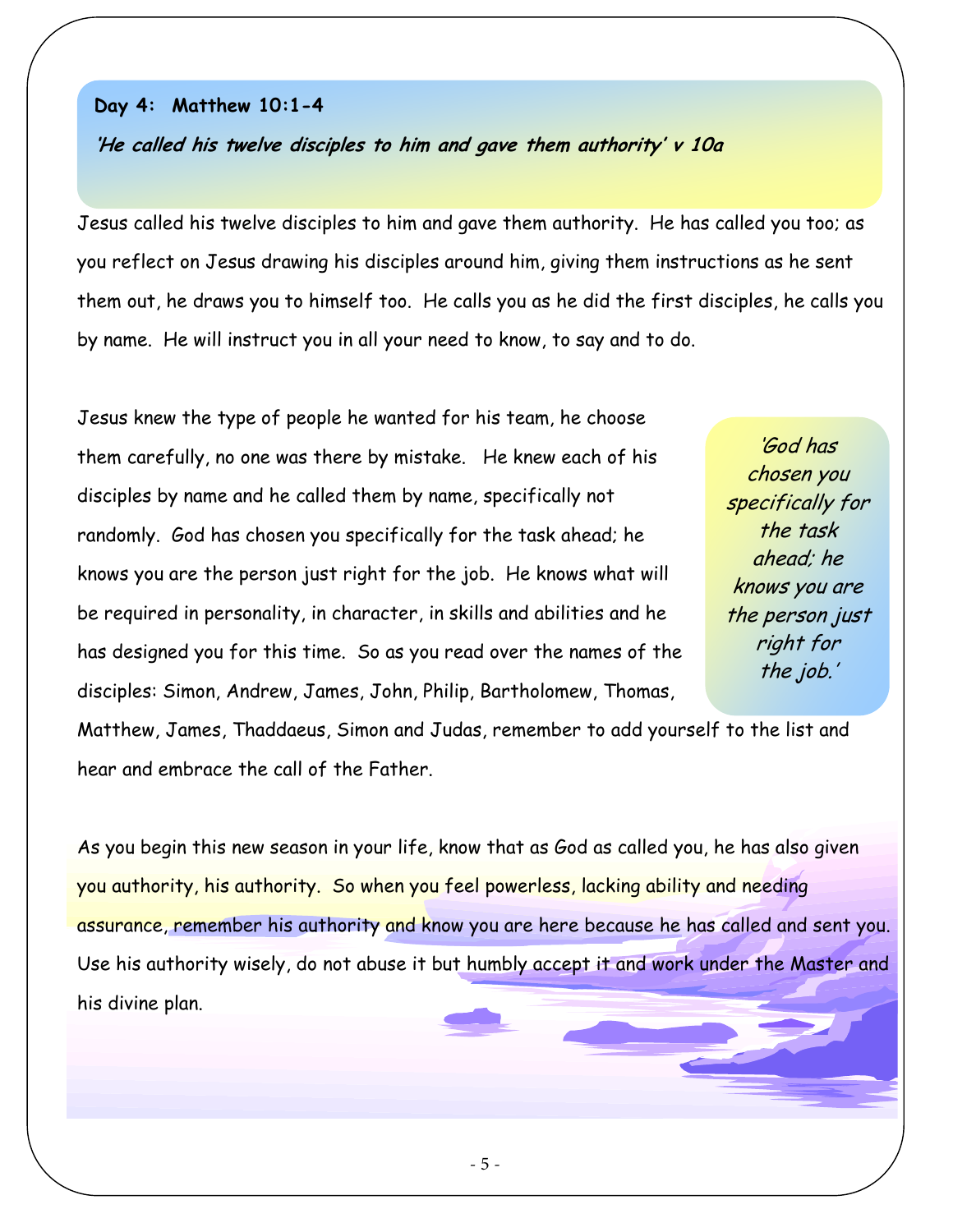**Day 4: Matthew 10:1-4**

***'He called his twelve disciples to him and gave them authority' v 10a***

Jesus called his twelve disciples to him and gave them authority. He has called you too; as you reflect on Jesus drawing his disciples around him, giving them instructions as he sent them out, he draws you to himself too. He calls you as he did the first disciples, he calls you by name. He will instruct you in all your need to know, to say and to do.

Jesus knew the type of people he wanted for his team, he choose them carefully, no one was there by mistake. He knew each of his disciples by name and he called them by name, specifically not randomly. God has chosen you specifically for the task ahead; he knows you are the person just right for the job. He knows what will be required in personality, in character, in skills and abilities and he has designed you for this time. So as you read over the names of the disciples: Simon, Andrew, James, John, Philip, Bartholomew, Thomas, Matthew, James, Thaddaeus, Simon and Judas, remember to add yourself to the list and hear and embrace the call of the Father.

> *'God has chosen you specifically for the task ahead; he knows you are the person just right for the job.'*

As you begin this new season in your life, know that as God as called you, he has also given you authority, his authority. So when you feel powerless, lacking ability and needing assurance, remember his authority and know you are here because he has called and sent you. Use his authority wisely, do not abuse it but humbly accept it and work under the Master and his divine plan.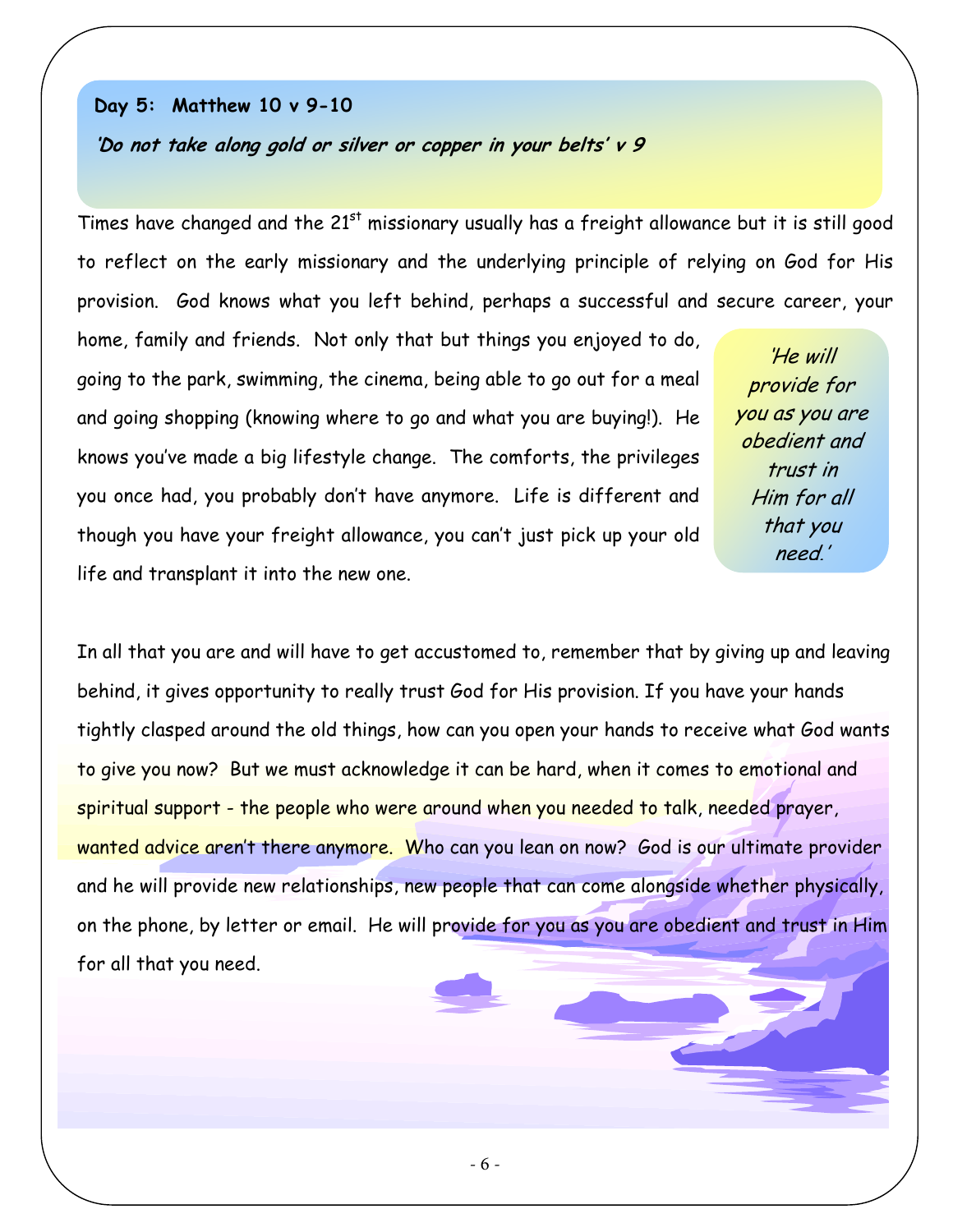**Day 5: Matthew 10 v 9-10**

***'Do not take along gold or silver or copper in your belts' v 9***

Times have changed and the 21st missionary usually has a freight allowance but it is still good to reflect on the early missionary and the underlying principle of relying on God for His provision. God knows what you left behind, perhaps a successful and secure career, your home, family and friends. Not only that but things you enjoyed to do, going to the park, swimming, the cinema, being able to go out for a meal and going shopping (knowing where to go and what you are buying!). He knows you've made a big lifestyle change. The comforts, the privileges you once had, you probably don't have anymore. Life is different and though you have your freight allowance, you can't just pick up your old life and transplant it into the new one.

*'He will provide for you as you are obedient and trust in Him for all that you need.'*

In all that you are and will have to get accustomed to, remember that by giving up and leaving behind, it gives opportunity to really trust God for His provision. If you have your hands tightly clasped around the old things, how can you open your hands to receive what God wants to give you now? But we must acknowledge it can be hard, when it comes to emotional and spiritual support - the people who were around when you needed to talk, needed prayer, wanted advice aren't there anymore. Who can you lean on now? God is our ultimate provider and he will provide new relationships, new people that can come alongside whether physically, on the phone, by letter or email. He will provide for you as you are obedient and trust in Him for all that you need.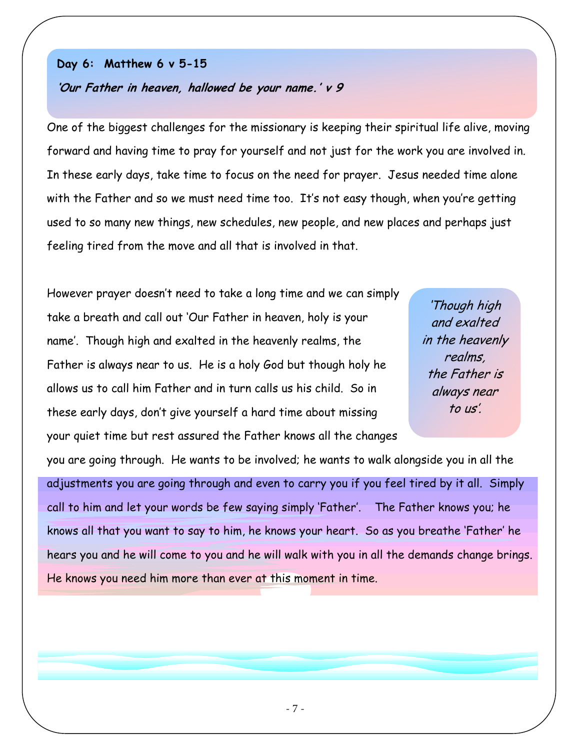**Day 6: Matthew 6 v 5-15**

***'Our Father in heaven, hallowed be your name.' v 9***

One of the biggest challenges for the missionary is keeping their spiritual life alive, moving forward and having time to pray for yourself and not just for the work you are involved in. In these early days, take time to focus on the need for prayer. Jesus needed time alone with the Father and so we must need time too. It's not easy though, when you're getting used to so many new things, new schedules, new people, and new places and perhaps just feeling tired from the move and all that is involved in that.

However prayer doesn't need to take a long time and we can simply take a breath and call out 'Our Father in heaven, holy is your name'. Though high and exalted in the heavenly realms, the Father is always near to us. He is a holy God but though holy he allows us to call him Father and in turn calls us his child. So in these early days, don't give yourself a hard time about missing your quiet time but rest assured the Father knows all the changes you are going through. He wants to be involved; he wants to walk alongside you in all the adjustments you are going through and even to carry you if you feel tired by it all. Simply call to him and let your words be few saying simply 'Father'. The Father knows you; he knows all that you want to say to him, he knows your heart. So as you breathe 'Father' he hears you and he will come to you and he will walk with you in all the demands change brings. He knows you need him more than ever at this moment in time.

> *'Though high and exalted in the heavenly realms, the Father is always near to us'.*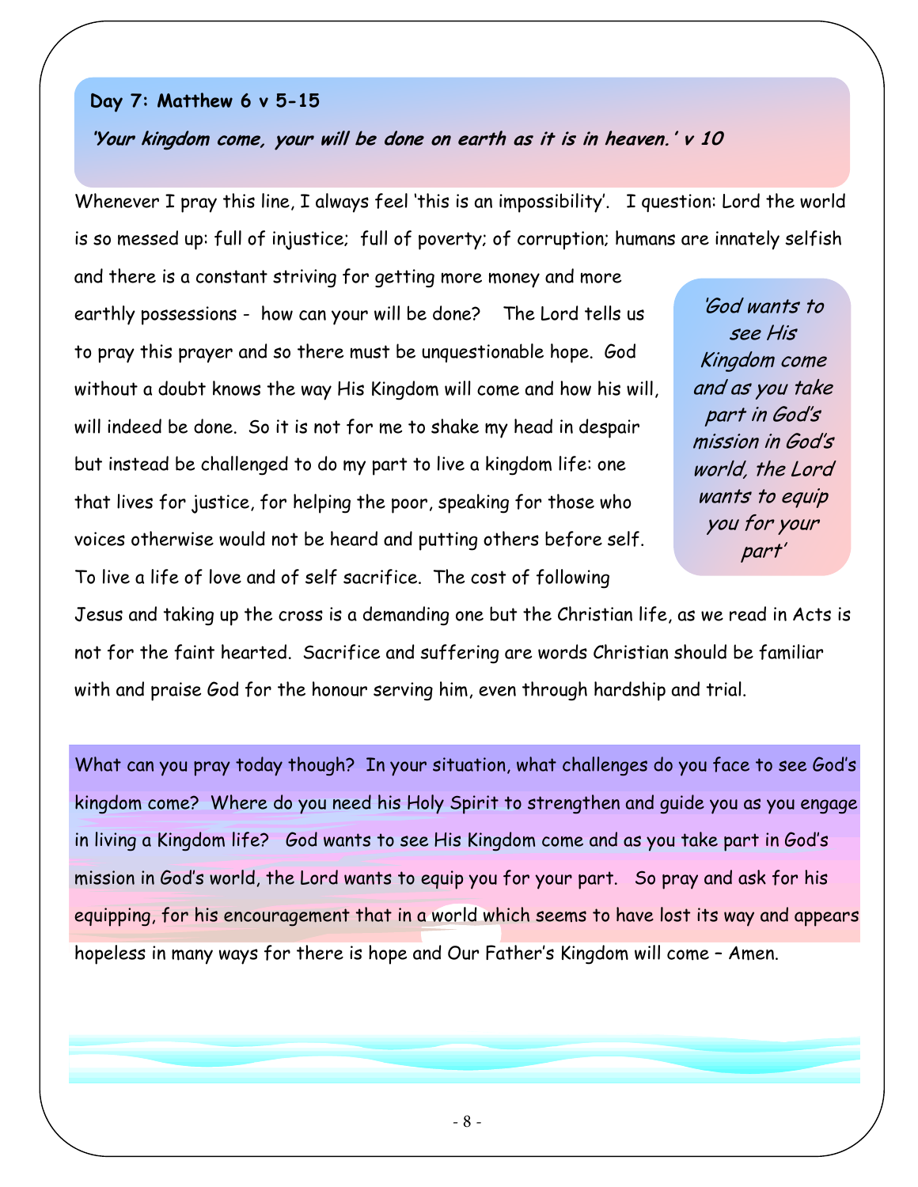**Day 7: Matthew 6 v 5-15**

***'Your kingdom come, your will be done on earth as it is in heaven.' v 10***

Whenever I pray this line, I always feel 'this is an impossibility'. I question: Lord the world is so messed up: full of injustice; full of poverty; of corruption; humans are innately selfish and there is a constant striving for getting more money and more earthly possessions - how can your will be done? The Lord tells us to pray this prayer and so there must be unquestionable hope. God without a doubt knows the way His Kingdom will come and how his will, will indeed be done. So it is not for me to shake my head in despair but instead be challenged to do my part to live a kingdom life: one that lives for justice, for helping the poor, speaking for those who voices otherwise would not be heard and putting others before self. To live a life of love and of self sacrifice. The cost of following Jesus and taking up the cross is a demanding one but the Christian life, as we read in Acts is not for the faint hearted. Sacrifice and suffering are words Christian should be familiar with and praise God for the honour serving him, even through hardship and trial.

> *'God wants to see His Kingdom come and as you take part in God's mission in God's world, the Lord wants to equip you for your part'*

What can you pray today though? In your situation, what challenges do you face to see God's kingdom come? Where do you need his Holy Spirit to strengthen and guide you as you engage in living a Kingdom life? God wants to see His Kingdom come and as you take part in God's mission in God's world, the Lord wants to equip you for your part. So pray and ask for his equipping, for his encouragement that in a world which seems to have lost its way and appears hopeless in many ways for there is hope and Our Father's Kingdom will come – Amen.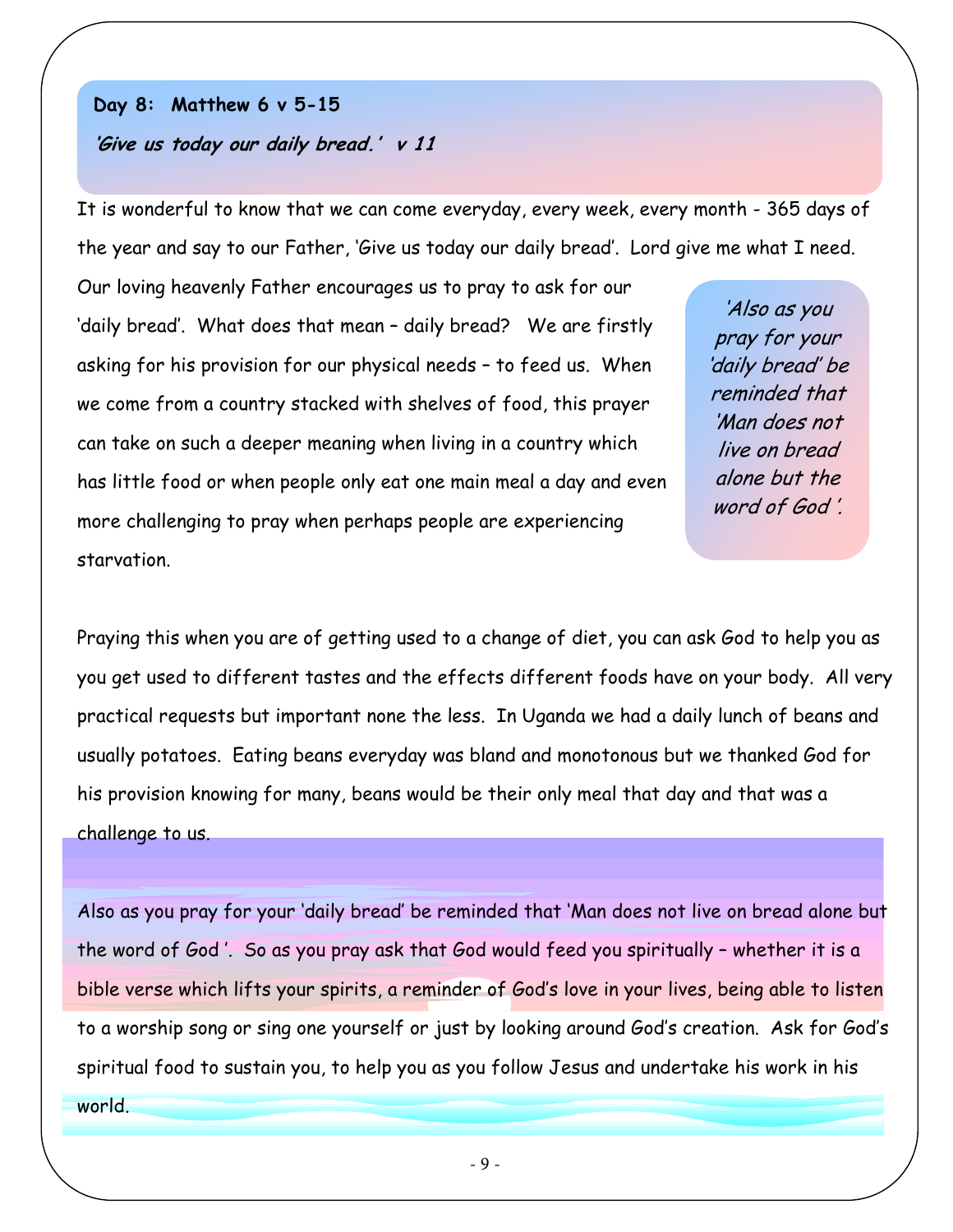**Day 8: Matthew 6 v 5-15**

***'Give us today our daily bread.' v 11***

It is wonderful to know that we can come everyday, every week, every month - 365 days of the year and say to our Father, 'Give us today our daily bread'. Lord give me what I need. Our loving heavenly Father encourages us to pray to ask for our 'daily bread'. What does that mean – daily bread? We are firstly asking for his provision for our physical needs – to feed us. When we come from a country stacked with shelves of food, this prayer can take on such a deeper meaning when living in a country which has little food or when people only eat one main meal a day and even more challenging to pray when perhaps people are experiencing starvation.

*'Also as you pray for your 'daily bread' be reminded that 'Man does not live on bread alone but the word of God '.*

Praying this when you are of getting used to a change of diet, you can ask God to help you as you get used to different tastes and the effects different foods have on your body. All very practical requests but important none the less. In Uganda we had a daily lunch of beans and usually potatoes. Eating beans everyday was bland and monotonous but we thanked God for his provision knowing for many, beans would be their only meal that day and that was a challenge to us.

Also as you pray for your 'daily bread' be reminded that 'Man does not live on bread alone but the word of God '. So as you pray ask that God would feed you spiritually – whether it is a bible verse which lifts your spirits, a reminder of God's love in your lives, being able to listen to a worship song or sing one yourself or just by looking around God's creation. Ask for God's spiritual food to sustain you, to help you as you follow Jesus and undertake his work in his world.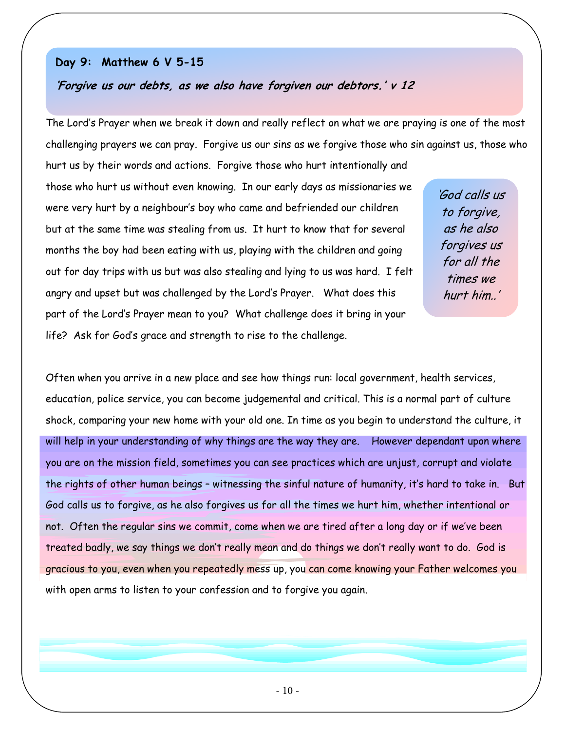## Day 9: Matthew 6 V 5-15

***'Forgive us our debts, as we also have forgiven our debtors.' v 12***

The Lord's Prayer when we break it down and really reflect on what we are praying is one of the most challenging prayers we can pray. Forgive us our sins as we forgive those who sin against us, those who hurt us by their words and actions. Forgive those who hurt intentionally and those who hurt us without even knowing. In our early days as missionaries we were very hurt by a neighbour's boy who came and befriended our children but at the same time was stealing from us. It hurt to know that for several months the boy had been eating with us, playing with the children and going out for day trips with us but was also stealing and lying to us was hard. I felt angry and upset but was challenged by the Lord's Prayer. What does this part of the Lord's Prayer mean to you? What challenge does it bring in your life? Ask for God's grace and strength to rise to the challenge.

> *'God calls us to forgive, as he also forgives us for all the times we hurt him..'*

Often when you arrive in a new place and see how things run: local government, health services, education, police service, you can become judgemental and critical. This is a normal part of culture shock, comparing your new home with your old one. In time as you begin to understand the culture, it will help in your understanding of why things are the way they are. However dependant upon where you are on the mission field, sometimes you can see practices which are unjust, corrupt and violate the rights of other human beings – witnessing the sinful nature of humanity, it's hard to take in. But God calls us to forgive, as he also forgives us for all the times we hurt him, whether intentional or not. Often the regular sins we commit, come when we are tired after a long day or if we've been treated badly, we say things we don't really mean and do things we don't really want to do. God is gracious to you, even when you repeatedly mess up, you can come knowing your Father welcomes you with open arms to listen to your confession and to forgive you again.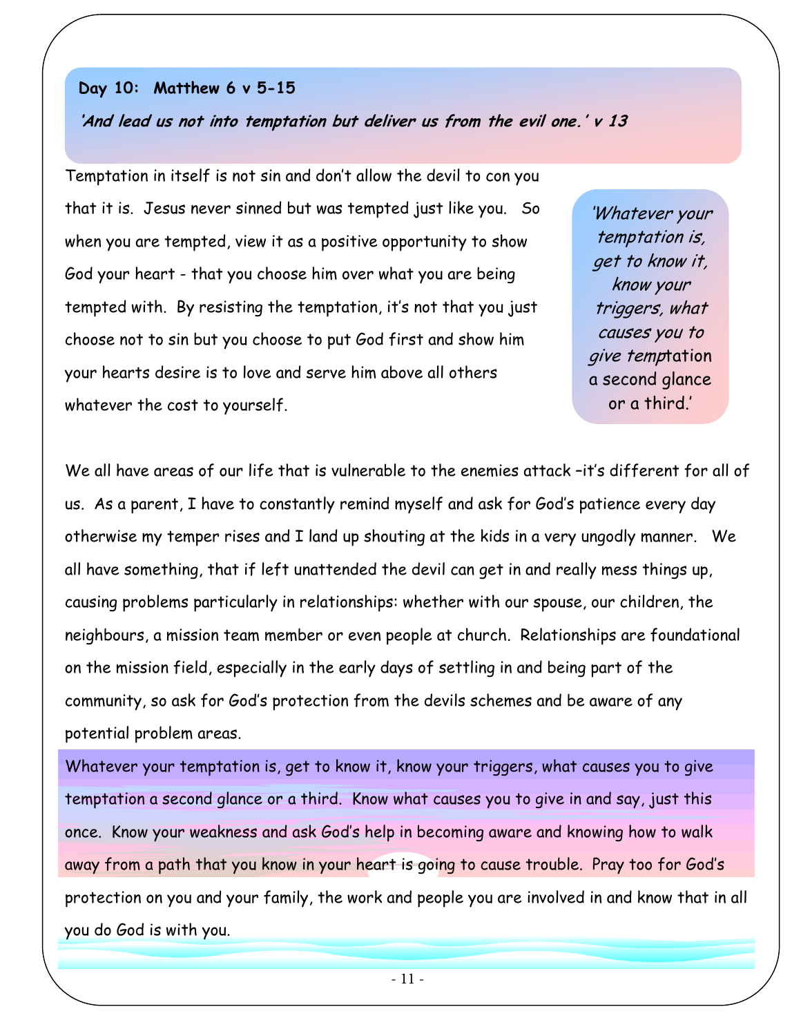**Day 10: Matthew 6 v 5-15**

***'And lead us not into temptation but deliver us from the evil one.' v 13***

Temptation in itself is not sin and don't allow the devil to con you that it is. Jesus never sinned but was tempted just like you. So when you are tempted, view it as a positive opportunity to show God your heart - that you choose him over what you are being tempted with. By resisting the temptation, it's not that you just choose not to sin but you choose to put God first and show him your hearts desire is to love and serve him above all others whatever the cost to yourself.

> *'Whatever your temptation is, get to know it, know your triggers, what causes you to give temptation a second glance or a third.'*

We all have areas of our life that is vulnerable to the enemies attack –it's different for all of us. As a parent, I have to constantly remind myself and ask for God's patience every day otherwise my temper rises and I land up shouting at the kids in a very ungodly manner. We all have something, that if left unattended the devil can get in and really mess things up, causing problems particularly in relationships: whether with our spouse, our children, the neighbours, a mission team member or even people at church. Relationships are foundational on the mission field, especially in the early days of settling in and being part of the community, so ask for God's protection from the devils schemes and be aware of any potential problem areas.

Whatever your temptation is, get to know it, know your triggers, what causes you to give temptation a second glance or a third. Know what causes you to give in and say, just this once. Know your weakness and ask God's help in becoming aware and knowing how to walk away from a path that you know in your heart is going to cause trouble. Pray too for God's protection on you and your family, the work and people you are involved in and know that in all you do God is with you.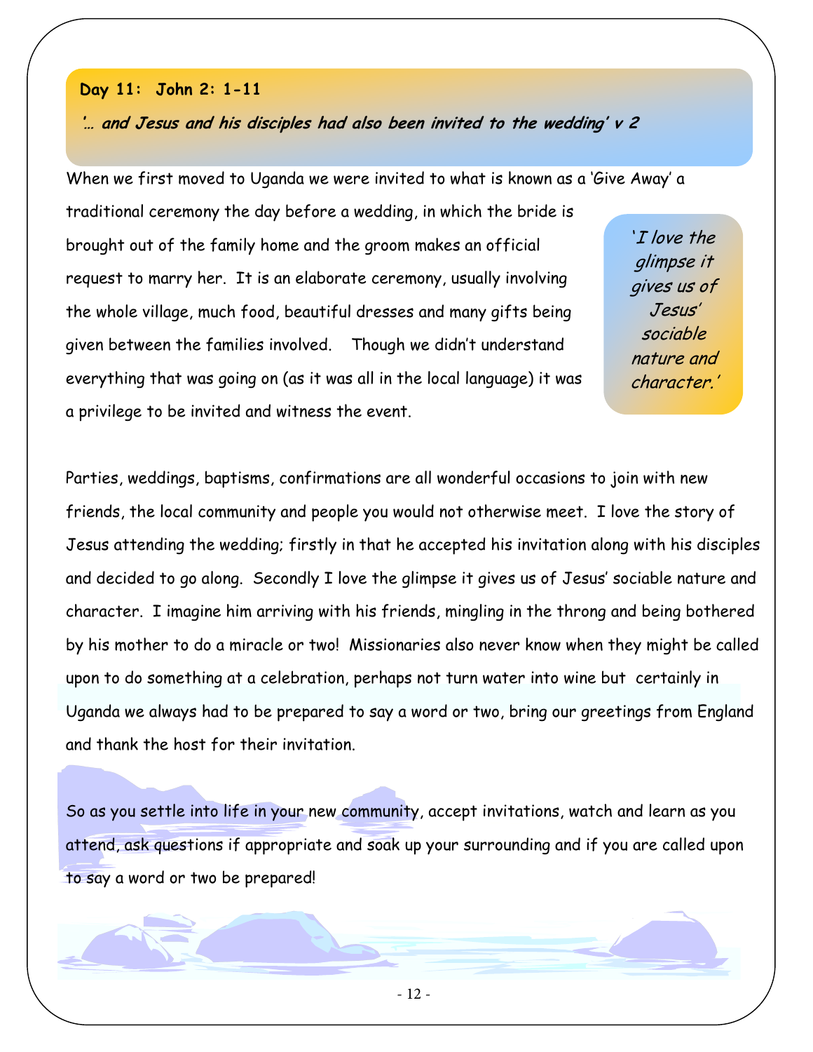**Day 11: John 2: 1-11**

***'… and Jesus and his disciples had also been invited to the wedding' v 2***

When we first moved to Uganda we were invited to what is known as a 'Give Away' a traditional ceremony the day before a wedding, in which the bride is brought out of the family home and the groom makes an official request to marry her. It is an elaborate ceremony, usually involving the whole village, much food, beautiful dresses and many gifts being given between the families involved. Though we didn't understand everything that was going on (as it was all in the local language) it was a privilege to be invited and witness the event.

*'I love the glimpse it gives us of Jesus' sociable nature and character.'*

Parties, weddings, baptisms, confirmations are all wonderful occasions to join with new friends, the local community and people you would not otherwise meet. I love the story of Jesus attending the wedding; firstly in that he accepted his invitation along with his disciples and decided to go along. Secondly I love the glimpse it gives us of Jesus' sociable nature and character. I imagine him arriving with his friends, mingling in the throng and being bothered by his mother to do a miracle or two! Missionaries also never know when they might be called upon to do something at a celebration, perhaps not turn water into wine but certainly in Uganda we always had to be prepared to say a word or two, bring our greetings from England and thank the host for their invitation.

So as you settle into life in your new community, accept invitations, watch and learn as you attend, ask questions if appropriate and soak up your surrounding and if you are called upon to say a word or two be prepared!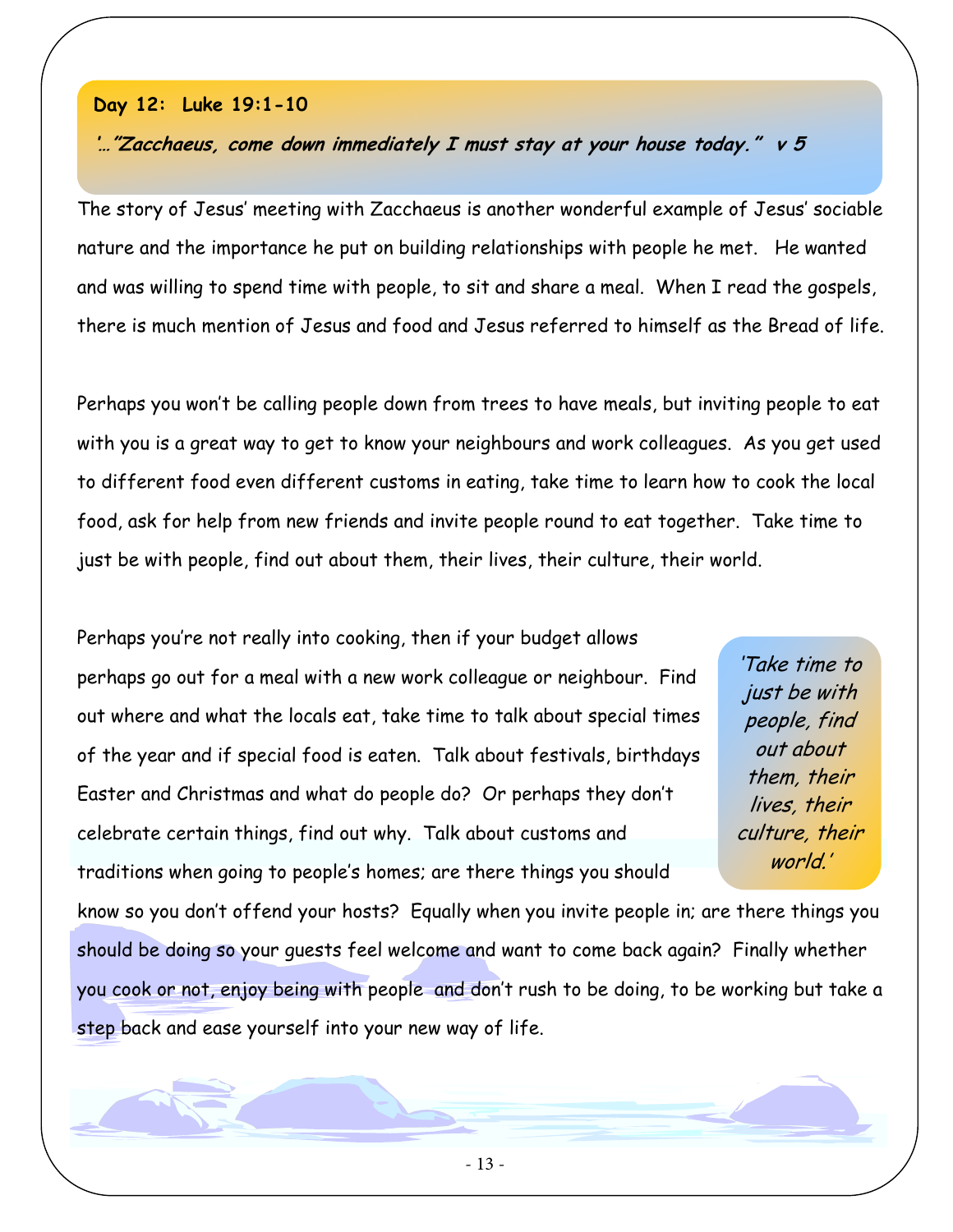**Day 12: Luke 19:1-10**

***'…"Zacchaeus, come down immediately I must stay at your house today." v 5***

The story of Jesus' meeting with Zacchaeus is another wonderful example of Jesus' sociable nature and the importance he put on building relationships with people he met. He wanted and was willing to spend time with people, to sit and share a meal. When I read the gospels, there is much mention of Jesus and food and Jesus referred to himself as the Bread of life.

Perhaps you won't be calling people down from trees to have meals, but inviting people to eat with you is a great way to get to know your neighbours and work colleagues. As you get used to different food even different customs in eating, take time to learn how to cook the local food, ask for help from new friends and invite people round to eat together. Take time to just be with people, find out about them, their lives, their culture, their world.

Perhaps you're not really into cooking, then if your budget allows perhaps go out for a meal with a new work colleague or neighbour. Find out where and what the locals eat, take time to talk about special times of the year and if special food is eaten. Talk about festivals, birthdays Easter and Christmas and what do people do? Or perhaps they don't celebrate certain things, find out why. Talk about customs and traditions when going to people's homes; are there things you should know so you don't offend your hosts? Equally when you invite people in; are there things you should be doing so your guests feel welcome and want to come back again? Finally whether you cook or not, enjoy being with people and don't rush to be doing, to be working but take a step back and ease yourself into your new way of life.

*'Take time to just be with people, find out about them, their lives, their culture, their world.'*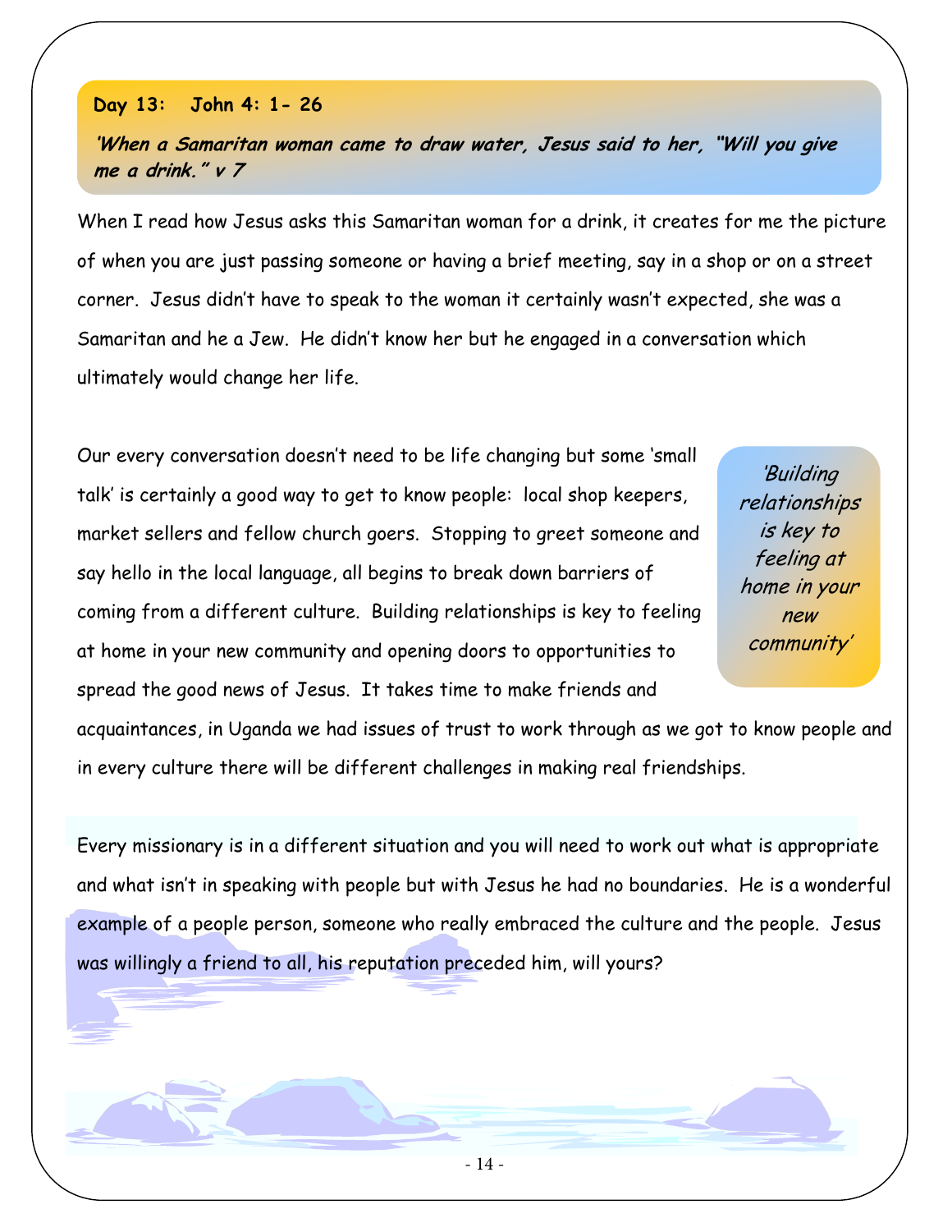## Day 13: John 4: 1- 26

***'When a Samaritan woman came to draw water, Jesus said to her, "Will you give me a drink." v 7***

When I read how Jesus asks this Samaritan woman for a drink, it creates for me the picture of when you are just passing someone or having a brief meeting, say in a shop or on a street corner. Jesus didn't have to speak to the woman it certainly wasn't expected, she was a Samaritan and he a Jew. He didn't know her but he engaged in a conversation which ultimately would change her life.

Our every conversation doesn't need to be life changing but some 'small talk' is certainly a good way to get to know people: local shop keepers, market sellers and fellow church goers. Stopping to greet someone and say hello in the local language, all begins to break down barriers of coming from a different culture. Building relationships is key to feeling at home in your new community and opening doors to opportunities to spread the good news of Jesus. It takes time to make friends and acquaintances, in Uganda we had issues of trust to work through as we got to know people and in every culture there will be different challenges in making real friendships.

*'Building relationships is key to feeling at home in your new community'*

Every missionary is in a different situation and you will need to work out what is appropriate and what isn't in speaking with people but with Jesus he had no boundaries. He is a wonderful example of a people person, someone who really embraced the culture and the people. Jesus was willingly a friend to all, his reputation preceded him, will yours?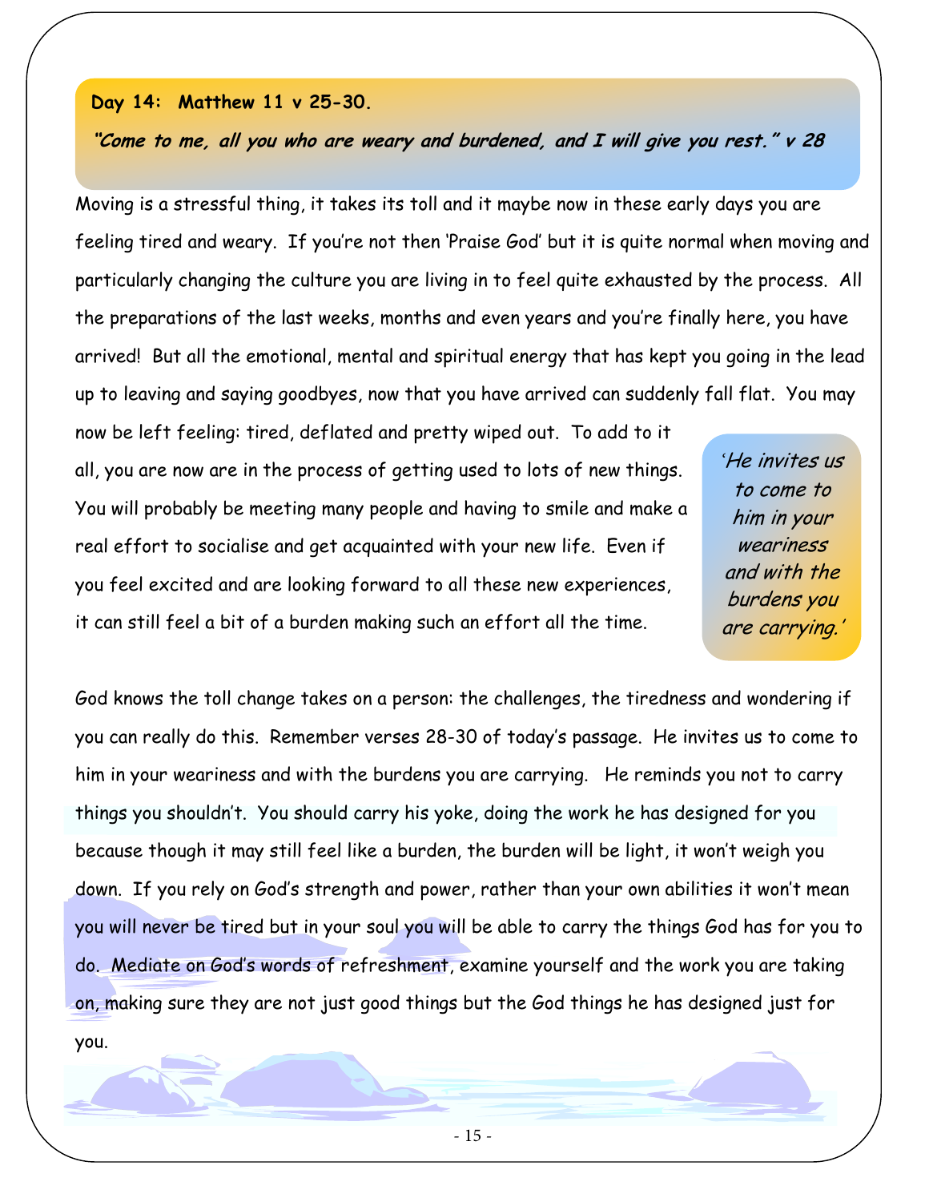**Day 14: Matthew 11 v 25-30.**

***"Come to me, all you who are weary and burdened, and I will give you rest." v 28***

Moving is a stressful thing, it takes its toll and it maybe now in these early days you are feeling tired and weary. If you're not then 'Praise God' but it is quite normal when moving and particularly changing the culture you are living in to feel quite exhausted by the process. All the preparations of the last weeks, months and even years and you're finally here, you have arrived! But all the emotional, mental and spiritual energy that has kept you going in the lead up to leaving and saying goodbyes, now that you have arrived can suddenly fall flat. You may now be left feeling: tired, deflated and pretty wiped out. To add to it all, you are now are in the process of getting used to lots of new things. You will probably be meeting many people and having to smile and make a real effort to socialise and get acquainted with your new life. Even if you feel excited and are looking forward to all these new experiences, it can still feel a bit of a burden making such an effort all the time.

*'He invites us to come to him in your weariness and with the burdens you are carrying.'*

God knows the toll change takes on a person: the challenges, the tiredness and wondering if you can really do this. Remember verses 28-30 of today's passage. He invites us to come to him in your weariness and with the burdens you are carrying. He reminds you not to carry things you shouldn't. You should carry his yoke, doing the work he has designed for you because though it may still feel like a burden, the burden will be light, it won't weigh you down. If you rely on God's strength and power, rather than your own abilities it won't mean you will never be tired but in your soul you will be able to carry the things God has for you to do. Mediate on God's words of refreshment, examine yourself and the work you are taking on, making sure they are not just good things but the God things he has designed just for you.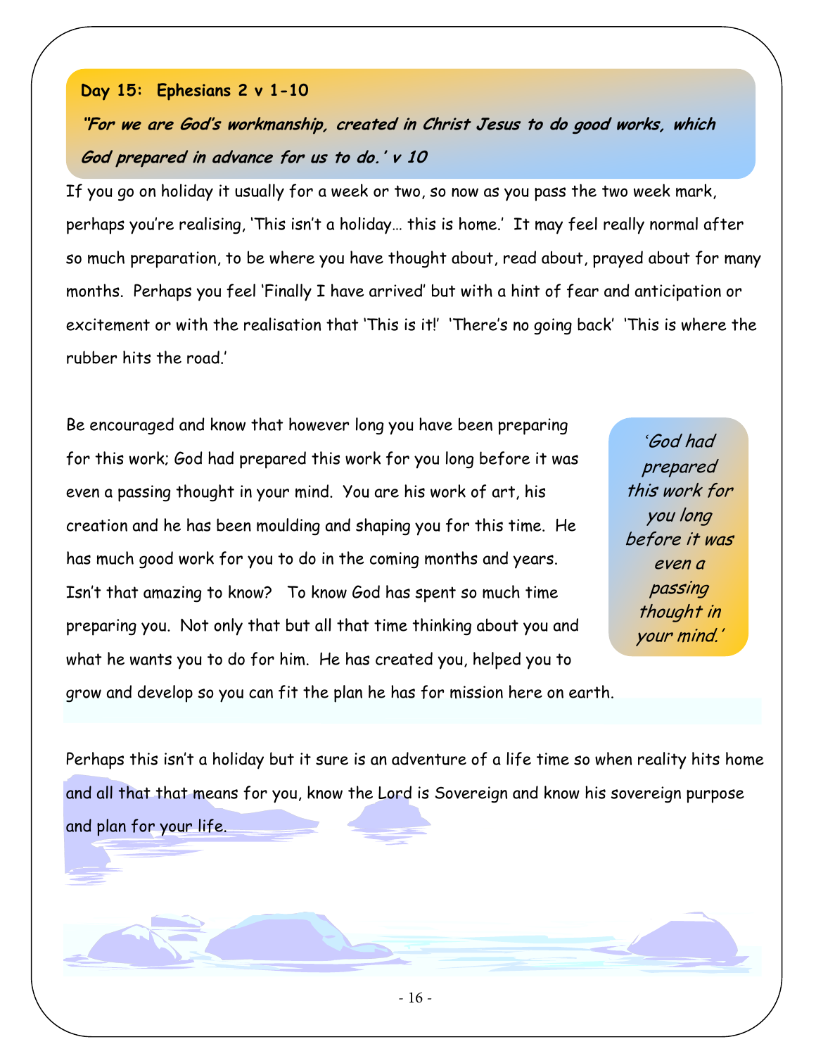**Day 15: Ephesians 2 v 1-10**

***"For we are God's workmanship, created in Christ Jesus to do good works, which God prepared in advance for us to do.' v 10***

If you go on holiday it usually for a week or two, so now as you pass the two week mark, perhaps you're realising, 'This isn't a holiday… this is home.' It may feel really normal after so much preparation, to be where you have thought about, read about, prayed about for many months. Perhaps you feel 'Finally I have arrived' but with a hint of fear and anticipation or excitement or with the realisation that 'This is it!' 'There's no going back' 'This is where the rubber hits the road.'

Be encouraged and know that however long you have been preparing for this work; God had prepared this work for you long before it was even a passing thought in your mind. You are his work of art, his creation and he has been moulding and shaping you for this time. He has much good work for you to do in the coming months and years. Isn't that amazing to know? To know God has spent so much time preparing you. Not only that but all that time thinking about you and what he wants you to do for him. He has created you, helped you to grow and develop so you can fit the plan he has for mission here on earth.

> *'God had prepared this work for you long before it was even a passing thought in your mind.'*

Perhaps this isn't a holiday but it sure is an adventure of a life time so when reality hits home and all that that means for you, know the Lord is Sovereign and know his sovereign purpose and plan for your life.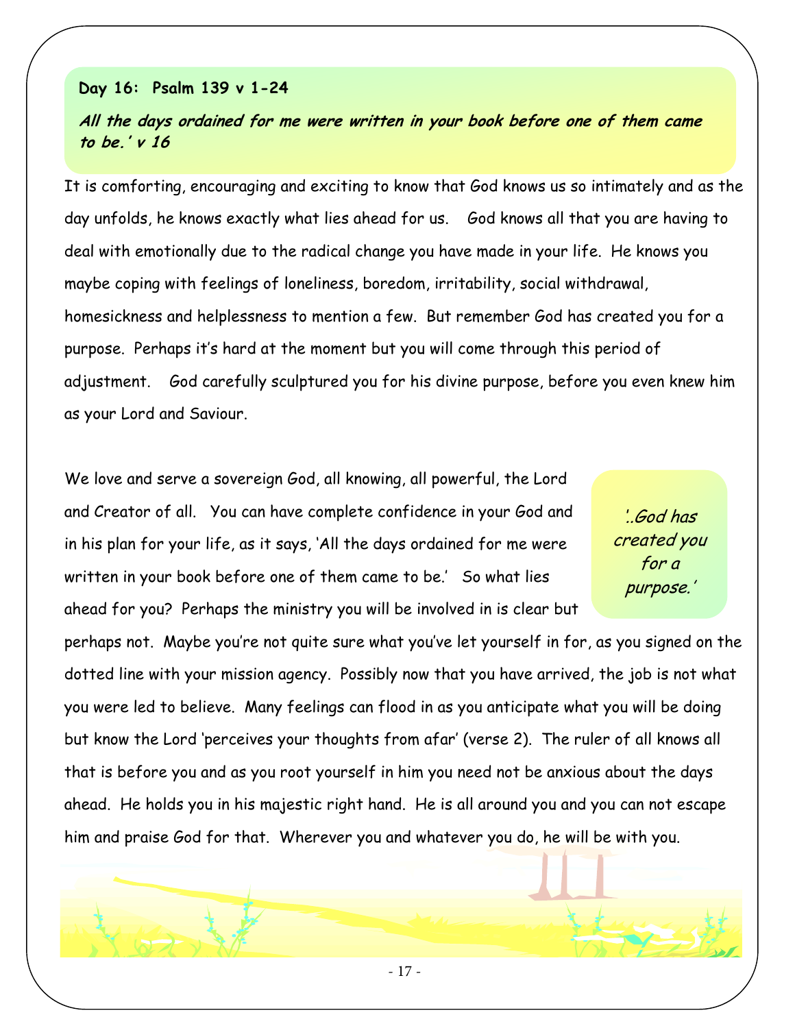**Day 16: Psalm 139 v 1-24**

***All the days ordained for me were written in your book before one of them came to be.' v 16***

It is comforting, encouraging and exciting to know that God knows us so intimately and as the day unfolds, he knows exactly what lies ahead for us. God knows all that you are having to deal with emotionally due to the radical change you have made in your life. He knows you maybe coping with feelings of loneliness, boredom, irritability, social withdrawal, homesickness and helplessness to mention a few. But remember God has created you for a purpose. Perhaps it's hard at the moment but you will come through this period of adjustment. God carefully sculptured you for his divine purpose, before you even knew him as your Lord and Saviour.

We love and serve a sovereign God, all knowing, all powerful, the Lord and Creator of all. You can have complete confidence in your God and in his plan for your life, as it says, 'All the days ordained for me were written in your book before one of them came to be.' So what lies ahead for you? Perhaps the ministry you will be involved in is clear but perhaps not. Maybe you're not quite sure what you've let yourself in for, as you signed on the dotted line with your mission agency. Possibly now that you have arrived, the job is not what you were led to believe. Many feelings can flood in as you anticipate what you will be doing but know the Lord 'perceives your thoughts from afar' (verse 2). The ruler of all knows all that is before you and as you root yourself in him you need not be anxious about the days ahead. He holds you in his majestic right hand. He is all around you and you can not escape him and praise God for that. Wherever you and whatever you do, he will be with you.

*'..God has created you for a purpose.'*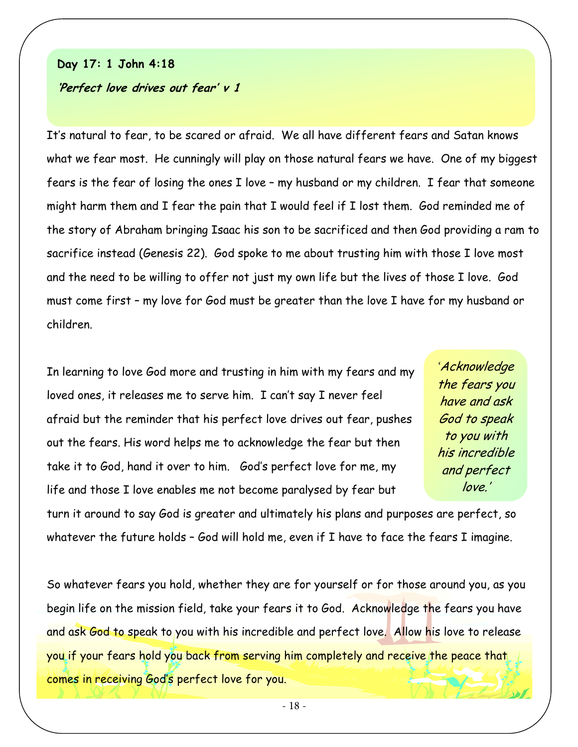**Day 17: 1 John 4:18**

***'Perfect love drives out fear' v 1***

It's natural to fear, to be scared or afraid. We all have different fears and Satan knows what we fear most. He cunningly will play on those natural fears we have. One of my biggest fears is the fear of losing the ones I love – my husband or my children. I fear that someone might harm them and I fear the pain that I would feel if I lost them. God reminded me of the story of Abraham bringing Isaac his son to be sacrificed and then God providing a ram to sacrifice instead (Genesis 22). God spoke to me about trusting him with those I love most and the need to be willing to offer not just my own life but the lives of those I love. God must come first – my love for God must be greater than the love I have for my husband or children.

In learning to love God more and trusting in him with my fears and my loved ones, it releases me to serve him. I can't say I never feel afraid but the reminder that his perfect love drives out fear, pushes out the fears. His word helps me to acknowledge the fear but then take it to God, hand it over to him. God's perfect love for me, my life and those I love enables me not become paralysed by fear but turn it around to say God is greater and ultimately his plans and purposes are perfect, so whatever the future holds – God will hold me, even if I have to face the fears I imagine.

*'Acknowledge the fears you have and ask God to speak to you with his incredible and perfect love.'*

So whatever fears you hold, whether they are for yourself or for those around you, as you begin life on the mission field, take your fears it to God. Acknowledge the fears you have and ask God to speak to you with his incredible and perfect love. Allow his love to release you if your fears hold you back from serving him completely and receive the peace that comes in receiving God's perfect love for you.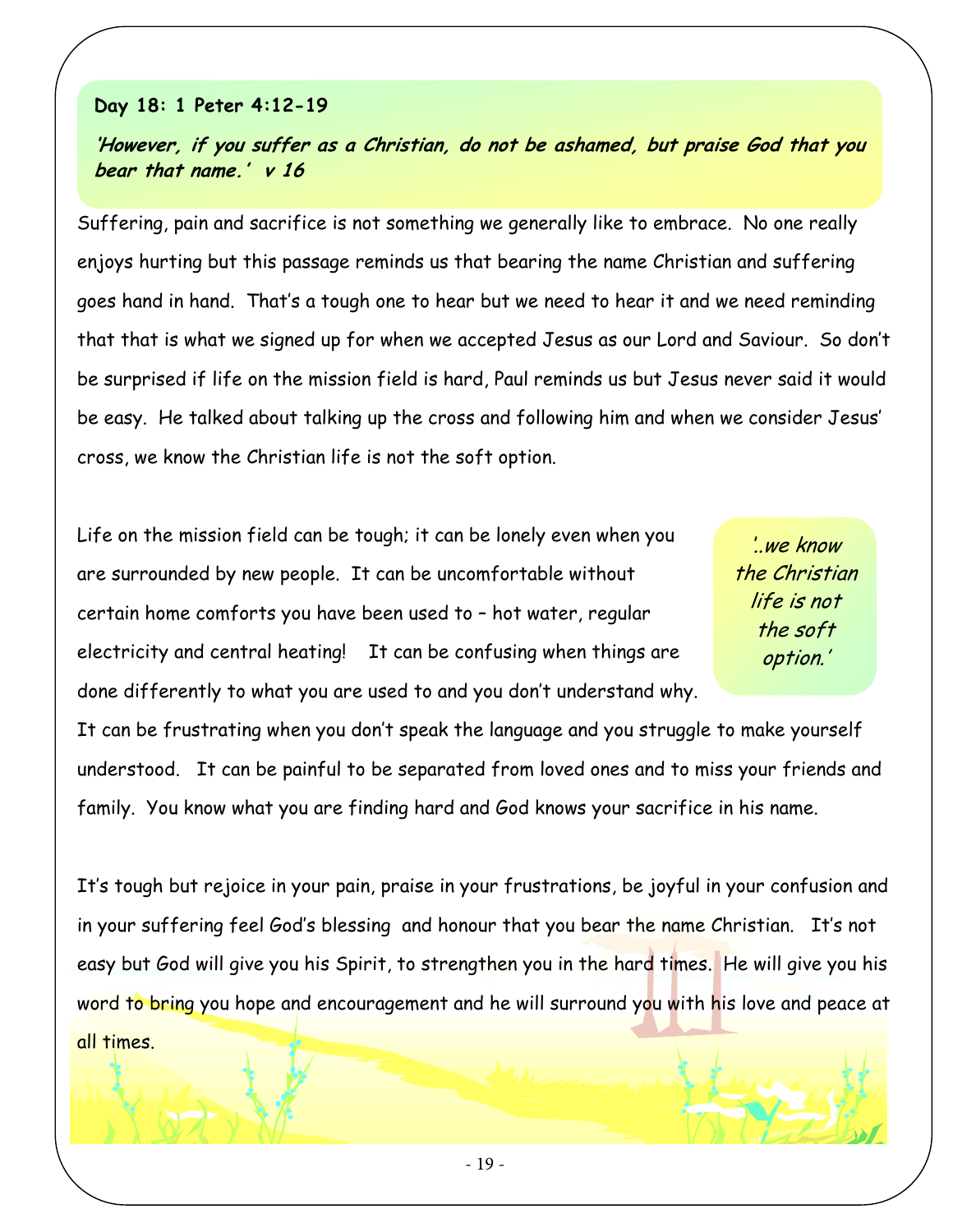**Day 18: 1 Peter 4:12-19**

***'However, if you suffer as a Christian, do not be ashamed, but praise God that you bear that name.' v 16***

Suffering, pain and sacrifice is not something we generally like to embrace. No one really enjoys hurting but this passage reminds us that bearing the name Christian and suffering goes hand in hand. That's a tough one to hear but we need to hear it and we need reminding that that is what we signed up for when we accepted Jesus as our Lord and Saviour. So don't be surprised if life on the mission field is hard, Paul reminds us but Jesus never said it would be easy. He talked about talking up the cross and following him and when we consider Jesus' cross, we know the Christian life is not the soft option.

*'..we know the Christian life is not the soft option.'*

Life on the mission field can be tough; it can be lonely even when you are surrounded by new people. It can be uncomfortable without certain home comforts you have been used to – hot water, regular electricity and central heating! It can be confusing when things are done differently to what you are used to and you don't understand why. It can be frustrating when you don't speak the language and you struggle to make yourself understood. It can be painful to be separated from loved ones and to miss your friends and family. You know what you are finding hard and God knows your sacrifice in his name.

It's tough but rejoice in your pain, praise in your frustrations, be joyful in your confusion and in your suffering feel God's blessing and honour that you bear the name Christian. It's not easy but God will give you his Spirit, to strengthen you in the hard times. He will give you his word to bring you hope and encouragement and he will surround you with his love and peace at all times.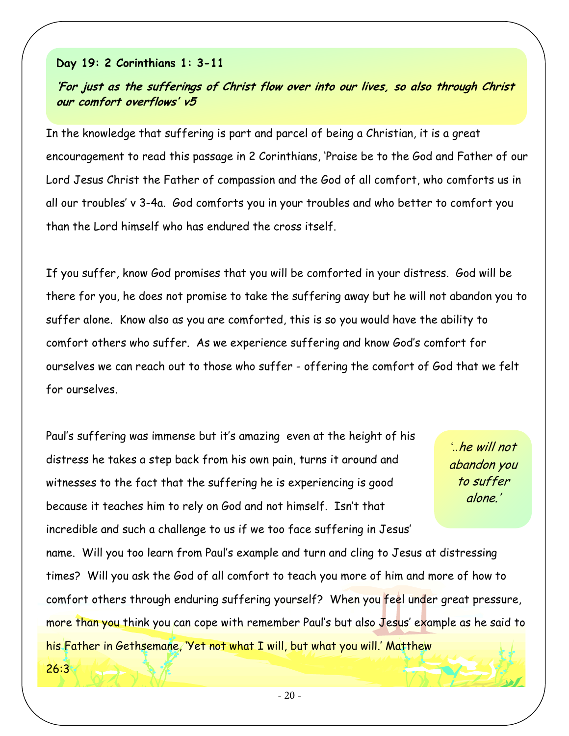**Day 19: 2 Corinthians 1: 3-11**

***'For just as the sufferings of Christ flow over into our lives, so also through Christ our comfort overflows' v5***

In the knowledge that suffering is part and parcel of being a Christian, it is a great encouragement to read this passage in 2 Corinthians, 'Praise be to the God and Father of our Lord Jesus Christ the Father of compassion and the God of all comfort, who comforts us in all our troubles' v 3-4a. God comforts you in your troubles and who better to comfort you than the Lord himself who has endured the cross itself.

If you suffer, know God promises that you will be comforted in your distress. God will be there for you, he does not promise to take the suffering away but he will not abandon you to suffer alone. Know also as you are comforted, this is so you would have the ability to comfort others who suffer. As we experience suffering and know God's comfort for ourselves we can reach out to those who suffer - offering the comfort of God that we felt for ourselves.

*'..he will not abandon you to suffer alone.'*

Paul's suffering was immense but it's amazing even at the height of his distress he takes a step back from his own pain, turns it around and witnesses to the fact that the suffering he is experiencing is good because it teaches him to rely on God and not himself. Isn't that incredible and such a challenge to us if we too face suffering in Jesus' name. Will you too learn from Paul's example and turn and cling to Jesus at distressing times? Will you ask the God of all comfort to teach you more of him and more of how to comfort others through enduring suffering yourself? When you feel under great pressure, more than you think you can cope with remember Paul's but also Jesus' example as he said to his Father in Gethsemane, 'Yet not what I will, but what you will.' Matthew 26:3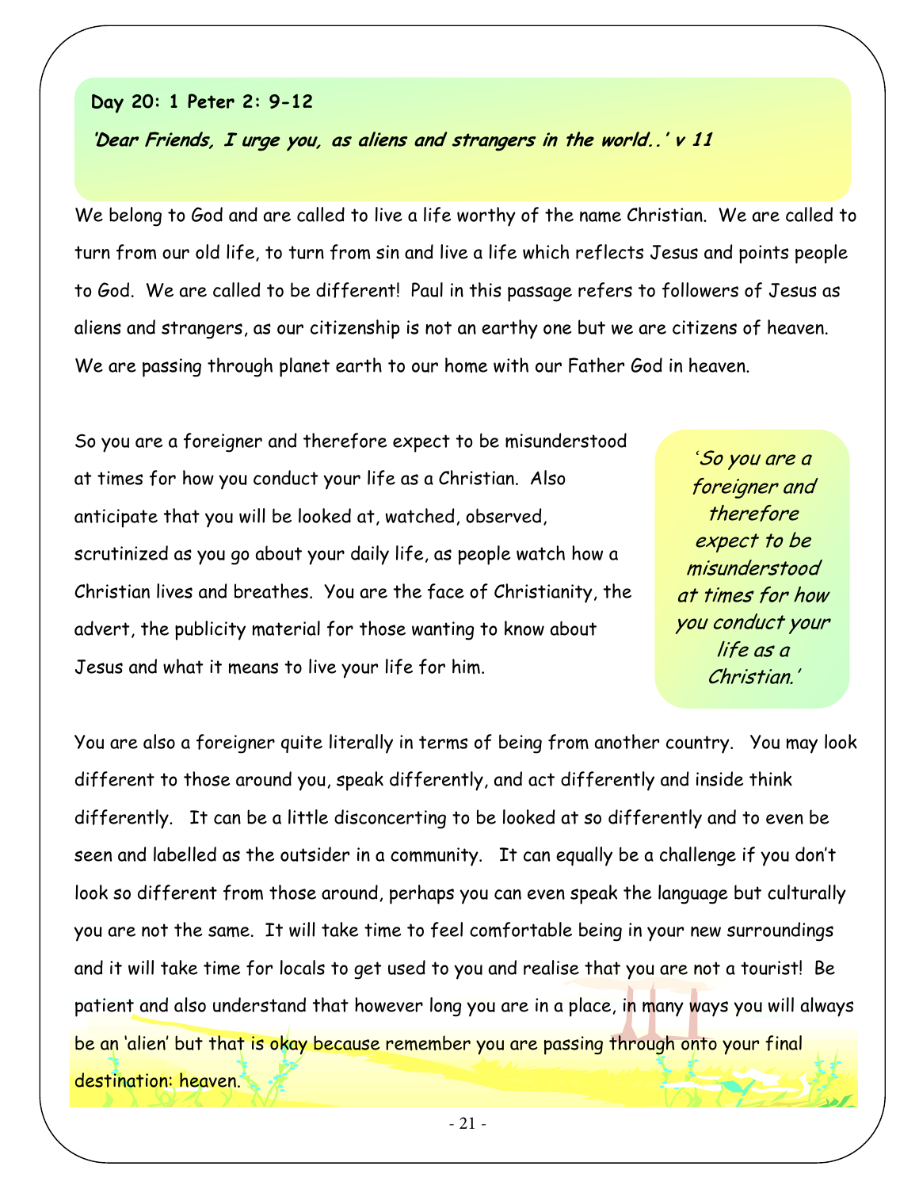**Day 20: 1 Peter 2: 9-12**

***'Dear Friends, I urge you, as aliens and strangers in the world..' v 11***

We belong to God and are called to live a life worthy of the name Christian. We are called to turn from our old life, to turn from sin and live a life which reflects Jesus and points people to God. We are called to be different! Paul in this passage refers to followers of Jesus as aliens and strangers, as our citizenship is not an earthy one but we are citizens of heaven. We are passing through planet earth to our home with our Father God in heaven.

So you are a foreigner and therefore expect to be misunderstood at times for how you conduct your life as a Christian. Also anticipate that you will be looked at, watched, observed, scrutinized as you go about your daily life, as people watch how a Christian lives and breathes. You are the face of Christianity, the advert, the publicity material for those wanting to know about Jesus and what it means to live your life for him.

> *'So you are a foreigner and therefore expect to be misunderstood at times for how you conduct your life as a Christian.'*

You are also a foreigner quite literally in terms of being from another country. You may look different to those around you, speak differently, and act differently and inside think differently. It can be a little disconcerting to be looked at so differently and to even be seen and labelled as the outsider in a community. It can equally be a challenge if you don't look so different from those around, perhaps you can even speak the language but culturally you are not the same. It will take time to feel comfortable being in your new surroundings and it will take time for locals to get used to you and realise that you are not a tourist! Be patient and also understand that however long you are in a place, in many ways you will always be an 'alien' but that is okay because remember you are passing through onto your final destination: heaven.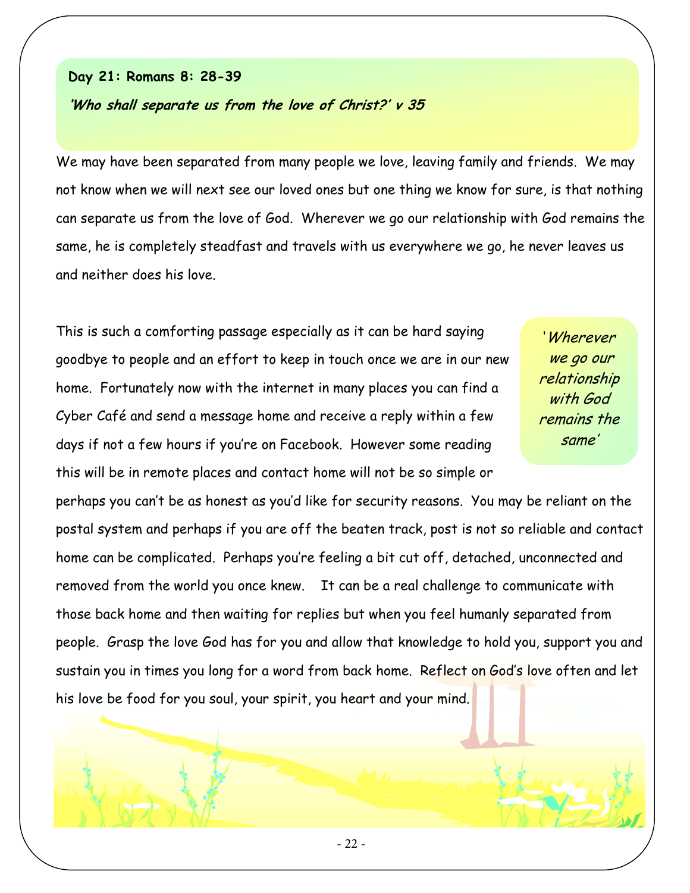**Day 21: Romans 8: 28-39**

***'Who shall separate us from the love of Christ?' v 35***

We may have been separated from many people we love, leaving family and friends. We may not know when we will next see our loved ones but one thing we know for sure, is that nothing can separate us from the love of God. Wherever we go our relationship with God remains the same, he is completely steadfast and travels with us everywhere we go, he never leaves us and neither does his love.

*'Wherever we go our relationship with God remains the same'*

This is such a comforting passage especially as it can be hard saying goodbye to people and an effort to keep in touch once we are in our new home. Fortunately now with the internet in many places you can find a Cyber Café and send a message home and receive a reply within a few days if not a few hours if you're on Facebook. However some reading this will be in remote places and contact home will not be so simple or perhaps you can't be as honest as you'd like for security reasons. You may be reliant on the postal system and perhaps if you are off the beaten track, post is not so reliable and contact home can be complicated. Perhaps you're feeling a bit cut off, detached, unconnected and removed from the world you once knew. It can be a real challenge to communicate with those back home and then waiting for replies but when you feel humanly separated from people. Grasp the love God has for you and allow that knowledge to hold you, support you and sustain you in times you long for a word from back home. Reflect on God's love often and let his love be food for you soul, your spirit, you heart and your mind.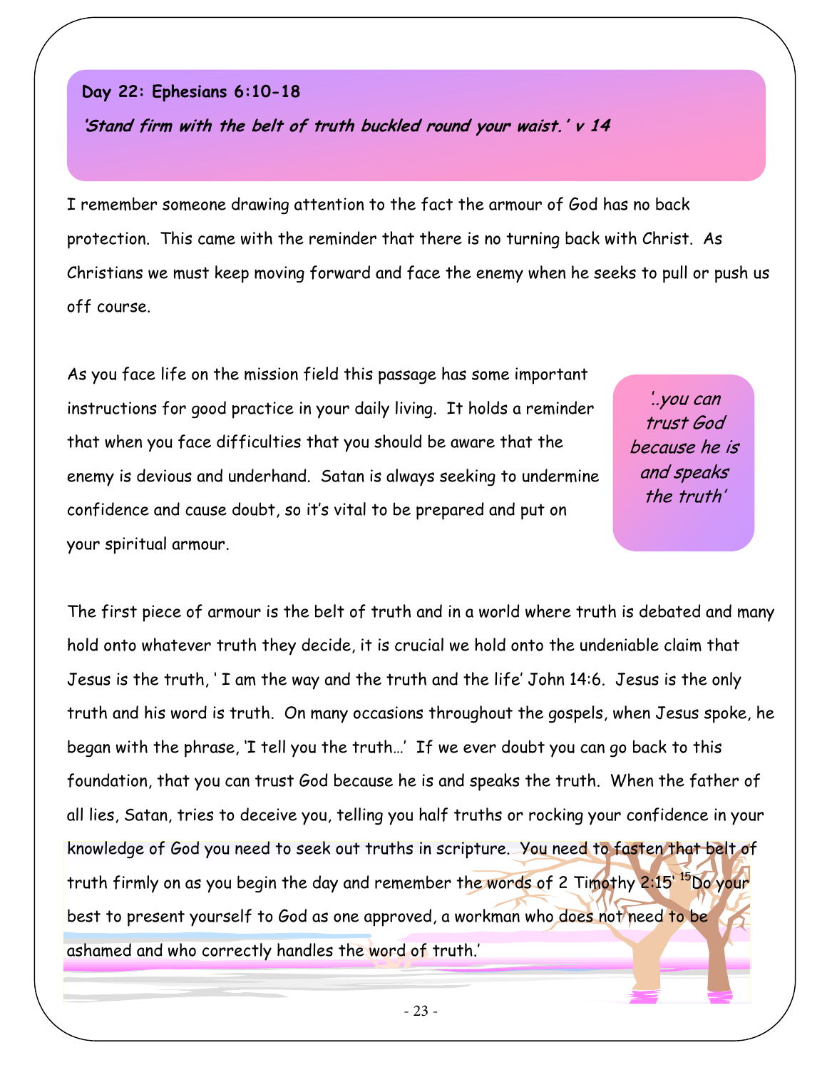**Day 22: Ephesians 6:10-18**

***'Stand firm with the belt of truth buckled round your waist.' v 14***

I remember someone drawing attention to the fact the armour of God has no back protection. This came with the reminder that there is no turning back with Christ. As Christians we must keep moving forward and face the enemy when he seeks to pull or push us off course.

As you face life on the mission field this passage has some important instructions for good practice in your daily living. It holds a reminder that when you face difficulties that you should be aware that the enemy is devious and underhand. Satan is always seeking to undermine confidence and cause doubt, so it's vital to be prepared and put on your spiritual armour.

*'..you can trust God because he is and speaks the truth'*

The first piece of armour is the belt of truth and in a world where truth is debated and many hold onto whatever truth they decide, it is crucial we hold onto the undeniable claim that Jesus is the truth, ' I am the way and the truth and the life' John 14:6. Jesus is the only truth and his word is truth. On many occasions throughout the gospels, when Jesus spoke, he began with the phrase, 'I tell you the truth…' If we ever doubt you can go back to this foundation, that you can trust God because he is and speaks the truth. When the father of all lies, Satan, tries to deceive you, telling you half truths or rocking your confidence in your knowledge of God you need to seek out truths in scripture. You need to fasten that belt of truth firmly on as you begin the day and remember the words of 2 Timothy 2:15' [15]Do your best to present yourself to God as one approved, a workman who does not need to be ashamed and who correctly handles the word of truth.'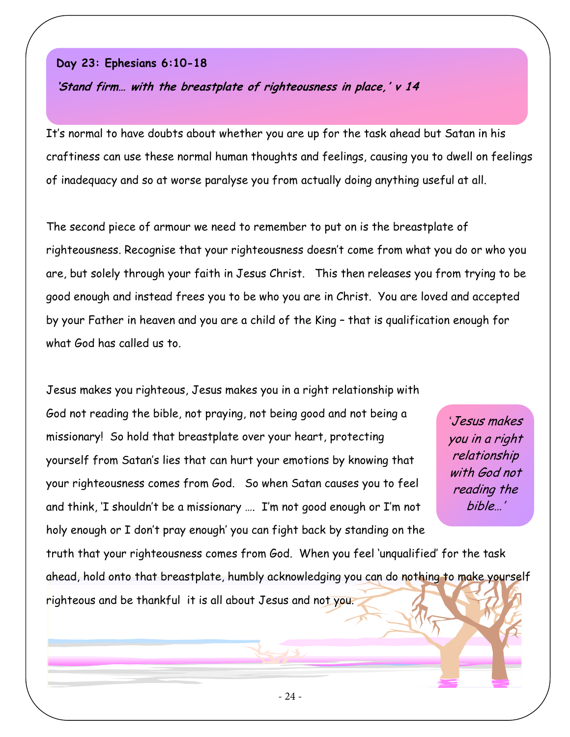**Day 23: Ephesians 6:10-18**

***'Stand firm… with the breastplate of righteousness in place,' v 14***

It's normal to have doubts about whether you are up for the task ahead but Satan in his craftiness can use these normal human thoughts and feelings, causing you to dwell on feelings of inadequacy and so at worse paralyse you from actually doing anything useful at all.

The second piece of armour we need to remember to put on is the breastplate of righteousness. Recognise that your righteousness doesn't come from what you do or who you are, but solely through your faith in Jesus Christ. This then releases you from trying to be good enough and instead frees you to be who you are in Christ. You are loved and accepted by your Father in heaven and you are a child of the King – that is qualification enough for what God has called us to.

Jesus makes you righteous, Jesus makes you in a right relationship with God not reading the bible, not praying, not being good and not being a missionary! So hold that breastplate over your heart, protecting yourself from Satan's lies that can hurt your emotions by knowing that your righteousness comes from God. So when Satan causes you to feel and think, 'I shouldn't be a missionary …. I'm not good enough or I'm not holy enough or I don't pray enough' you can fight back by standing on the truth that your righteousness comes from God. When you feel 'unqualified' for the task ahead, hold onto that breastplate, humbly acknowledging you can do nothing to make yourself righteous and be thankful it is all about Jesus and not you.

*'Jesus makes you in a right relationship with God not reading the bible…'*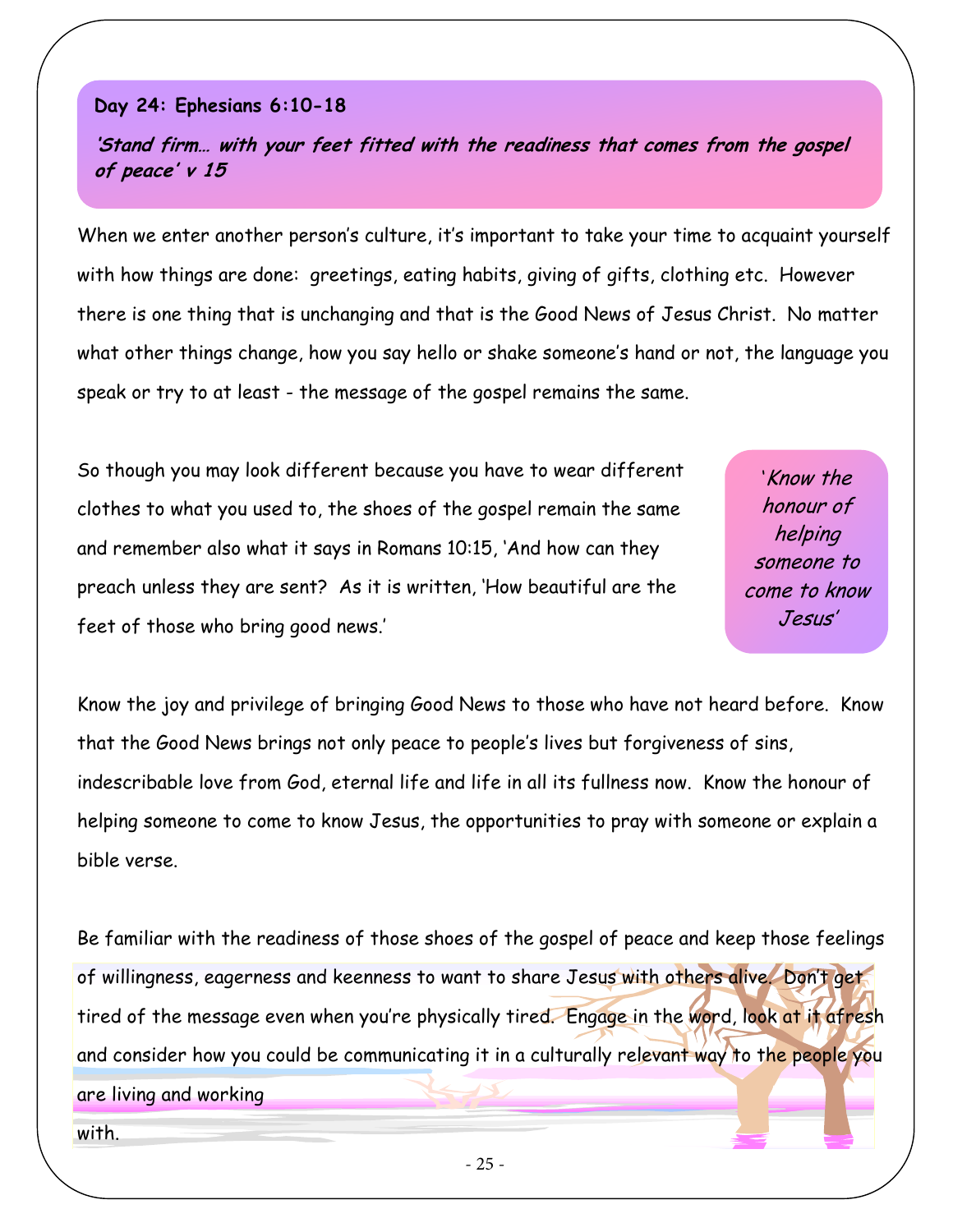**Day 24: Ephesians 6:10-18**

***'Stand firm… with your feet fitted with the readiness that comes from the gospel of peace' v 15***

When we enter another person's culture, it's important to take your time to acquaint yourself with how things are done: greetings, eating habits, giving of gifts, clothing etc. However there is one thing that is unchanging and that is the Good News of Jesus Christ. No matter what other things change, how you say hello or shake someone's hand or not, the language you speak or try to at least - the message of the gospel remains the same.

So though you may look different because you have to wear different clothes to what you used to, the shoes of the gospel remain the same and remember also what it says in Romans 10:15, 'And how can they preach unless they are sent? As it is written, 'How beautiful are the feet of those who bring good news.'

> *'Know the honour of helping someone to come to know Jesus'*

Know the joy and privilege of bringing Good News to those who have not heard before. Know that the Good News brings not only peace to people's lives but forgiveness of sins, indescribable love from God, eternal life and life in all its fullness now. Know the honour of helping someone to come to know Jesus, the opportunities to pray with someone or explain a bible verse.

Be familiar with the readiness of those shoes of the gospel of peace and keep those feelings of willingness, eagerness and keenness to want to share Jesus with others alive. Don't get tired of the message even when you're physically tired. Engage in the word, look at it afresh and consider how you could be communicating it in a culturally relevant way to the people you are living and working with.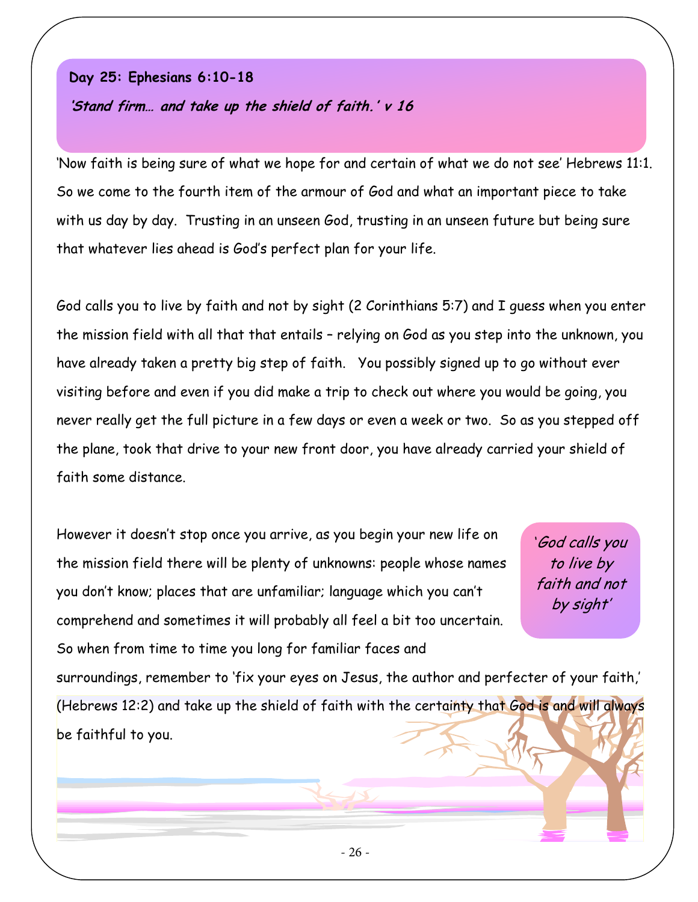**Day 25: Ephesians 6:10-18**

***'Stand firm… and take up the shield of faith.' v 16***

'Now faith is being sure of what we hope for and certain of what we do not see' Hebrews 11:1. So we come to the fourth item of the armour of God and what an important piece to take with us day by day. Trusting in an unseen God, trusting in an unseen future but being sure that whatever lies ahead is God's perfect plan for your life.

God calls you to live by faith and not by sight (2 Corinthians 5:7) and I guess when you enter the mission field with all that that entails – relying on God as you step into the unknown, you have already taken a pretty big step of faith. You possibly signed up to go without ever visiting before and even if you did make a trip to check out where you would be going, you never really get the full picture in a few days or even a week or two. So as you stepped off the plane, took that drive to your new front door, you have already carried your shield of faith some distance.

*'God calls you to live by faith and not by sight'*

However it doesn't stop once you arrive, as you begin your new life on the mission field there will be plenty of unknowns: people whose names you don't know; places that are unfamiliar; language which you can't comprehend and sometimes it will probably all feel a bit too uncertain. So when from time to time you long for familiar faces and surroundings, remember to 'fix your eyes on Jesus, the author and perfecter of your faith,' (Hebrews 12:2) and take up the shield of faith with the certainty that God is and will always be faithful to you.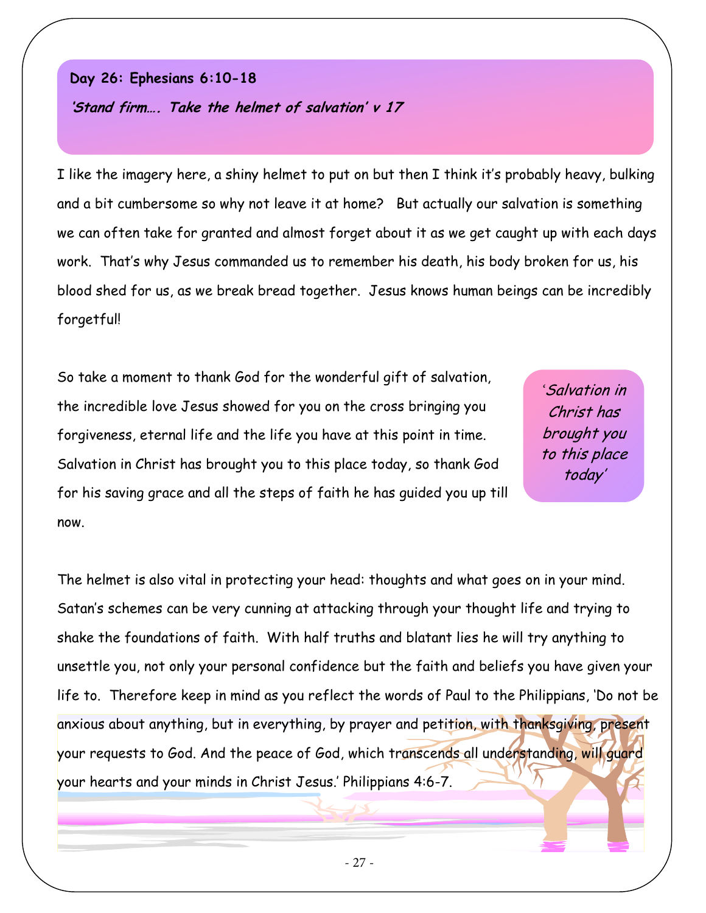## Day 26: Ephesians 6:10-18

***'Stand firm…. Take the helmet of salvation' v 17***

I like the imagery here, a shiny helmet to put on but then I think it's probably heavy, bulking and a bit cumbersome so why not leave it at home? But actually our salvation is something we can often take for granted and almost forget about it as we get caught up with each days work. That's why Jesus commanded us to remember his death, his body broken for us, his blood shed for us, as we break bread together. Jesus knows human beings can be incredibly forgetful!

So take a moment to thank God for the wonderful gift of salvation, the incredible love Jesus showed for you on the cross bringing you forgiveness, eternal life and the life you have at this point in time. Salvation in Christ has brought you to this place today, so thank God for his saving grace and all the steps of faith he has guided you up till now.

> *'Salvation in Christ has brought you to this place today'*

The helmet is also vital in protecting your head: thoughts and what goes on in your mind. Satan's schemes can be very cunning at attacking through your thought life and trying to shake the foundations of faith. With half truths and blatant lies he will try anything to unsettle you, not only your personal confidence but the faith and beliefs you have given your life to. Therefore keep in mind as you reflect the words of Paul to the Philippians, 'Do not be anxious about anything, but in everything, by prayer and petition, with thanksgiving, present your requests to God. And the peace of God, which transcends all understanding, will guard your hearts and your minds in Christ Jesus.' Philippians 4:6-7.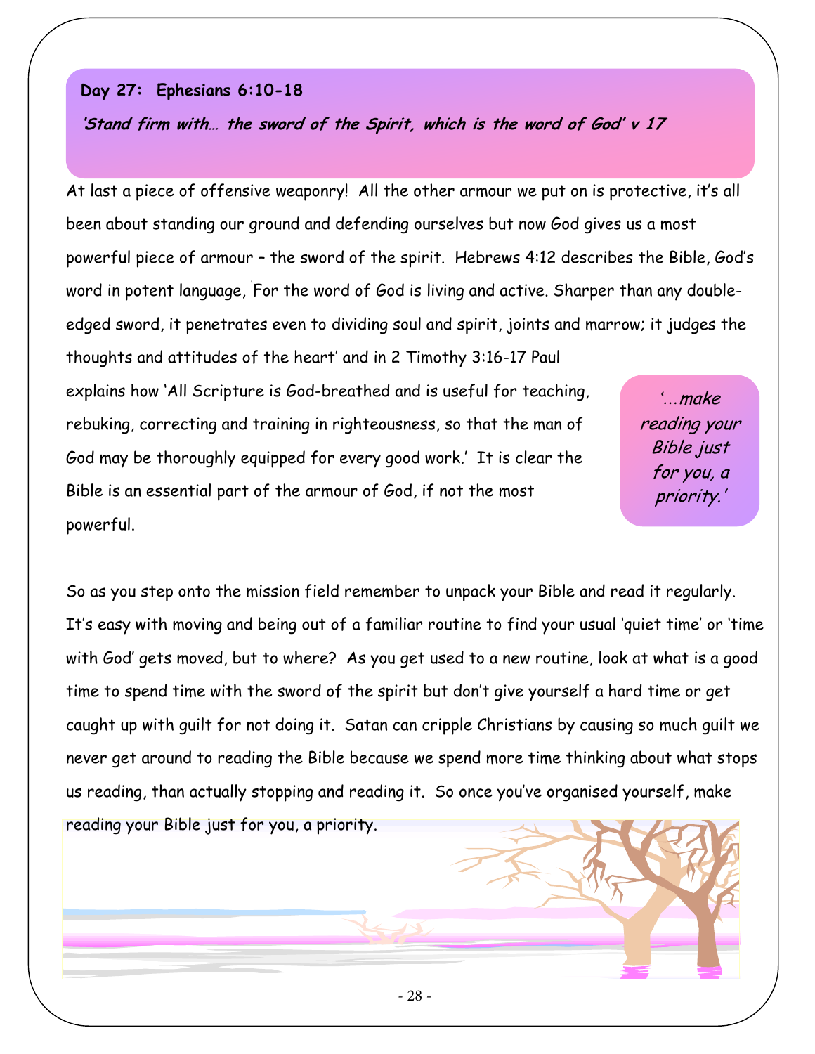**Day 27: Ephesians 6:10-18**

***'Stand firm with… the sword of the Spirit, which is the word of God' v 17***

At last a piece of offensive weaponry! All the other armour we put on is protective, it's all been about standing our ground and defending ourselves but now God gives us a most powerful piece of armour – the sword of the spirit. Hebrews 4:12 describes the Bible, God's word in potent language, 'For the word of God is living and active. Sharper than any double-edged sword, it penetrates even to dividing soul and spirit, joints and marrow; it judges the thoughts and attitudes of the heart' and in 2 Timothy 3:16-17 Paul explains how 'All Scripture is God-breathed and is useful for teaching, rebuking, correcting and training in righteousness, so that the man of God may be thoroughly equipped for every good work.' It is clear the Bible is an essential part of the armour of God, if not the most powerful.

> *'…make reading your Bible just for you, a priority.'*

So as you step onto the mission field remember to unpack your Bible and read it regularly. It's easy with moving and being out of a familiar routine to find your usual 'quiet time' or 'time with God' gets moved, but to where? As you get used to a new routine, look at what is a good time to spend time with the sword of the spirit but don't give yourself a hard time or get caught up with guilt for not doing it. Satan can cripple Christians by causing so much guilt we never get around to reading the Bible because we spend more time thinking about what stops us reading, than actually stopping and reading it. So once you've organised yourself, make reading your Bible just for you, a priority.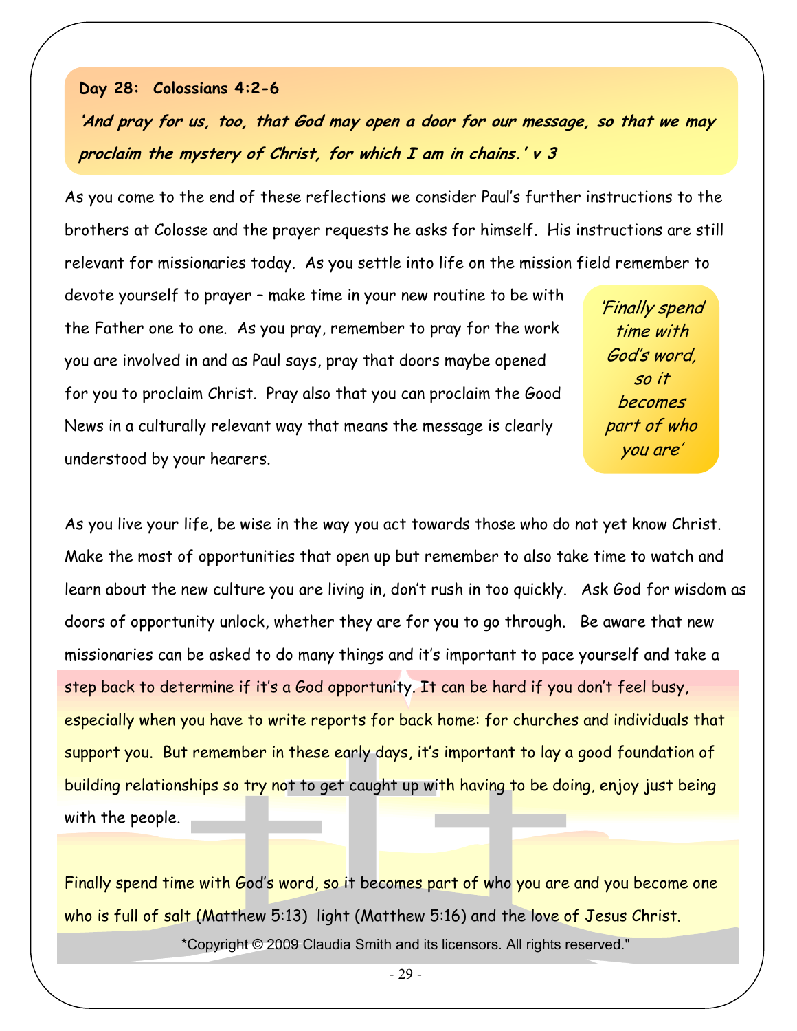**Day 28: Colossians 4:2-6**

***'And pray for us, too, that God may open a door for our message, so that we may proclaim the mystery of Christ, for which I am in chains.' v 3***

As you come to the end of these reflections we consider Paul's further instructions to the brothers at Colosse and the prayer requests he asks for himself. His instructions are still relevant for missionaries today. As you settle into life on the mission field remember to devote yourself to prayer – make time in your new routine to be with the Father one to one. As you pray, remember to pray for the work you are involved in and as Paul says, pray that doors maybe opened for you to proclaim Christ. Pray also that you can proclaim the Good News in a culturally relevant way that means the message is clearly understood by your hearers.

*'Finally spend time with God's word, so it becomes part of who you are'*

As you live your life, be wise in the way you act towards those who do not yet know Christ. Make the most of opportunities that open up but remember to also take time to watch and learn about the new culture you are living in, don't rush in too quickly. Ask God for wisdom as doors of opportunity unlock, whether they are for you to go through. Be aware that new missionaries can be asked to do many things and it's important to pace yourself and take a step back to determine if it's a God opportunity. It can be hard if you don't feel busy, especially when you have to write reports for back home: for churches and individuals that support you. But remember in these early days, it's important to lay a good foundation of building relationships so try not to get caught up with having to be doing, enjoy just being with the people.

Finally spend time with God's word, so it becomes part of who you are and you become one who is full of salt (Matthew 5:13) light (Matthew 5:16) and the love of Jesus Christ.

*Copyright © 2009 Claudia Smith and its licensors. All rights reserved."